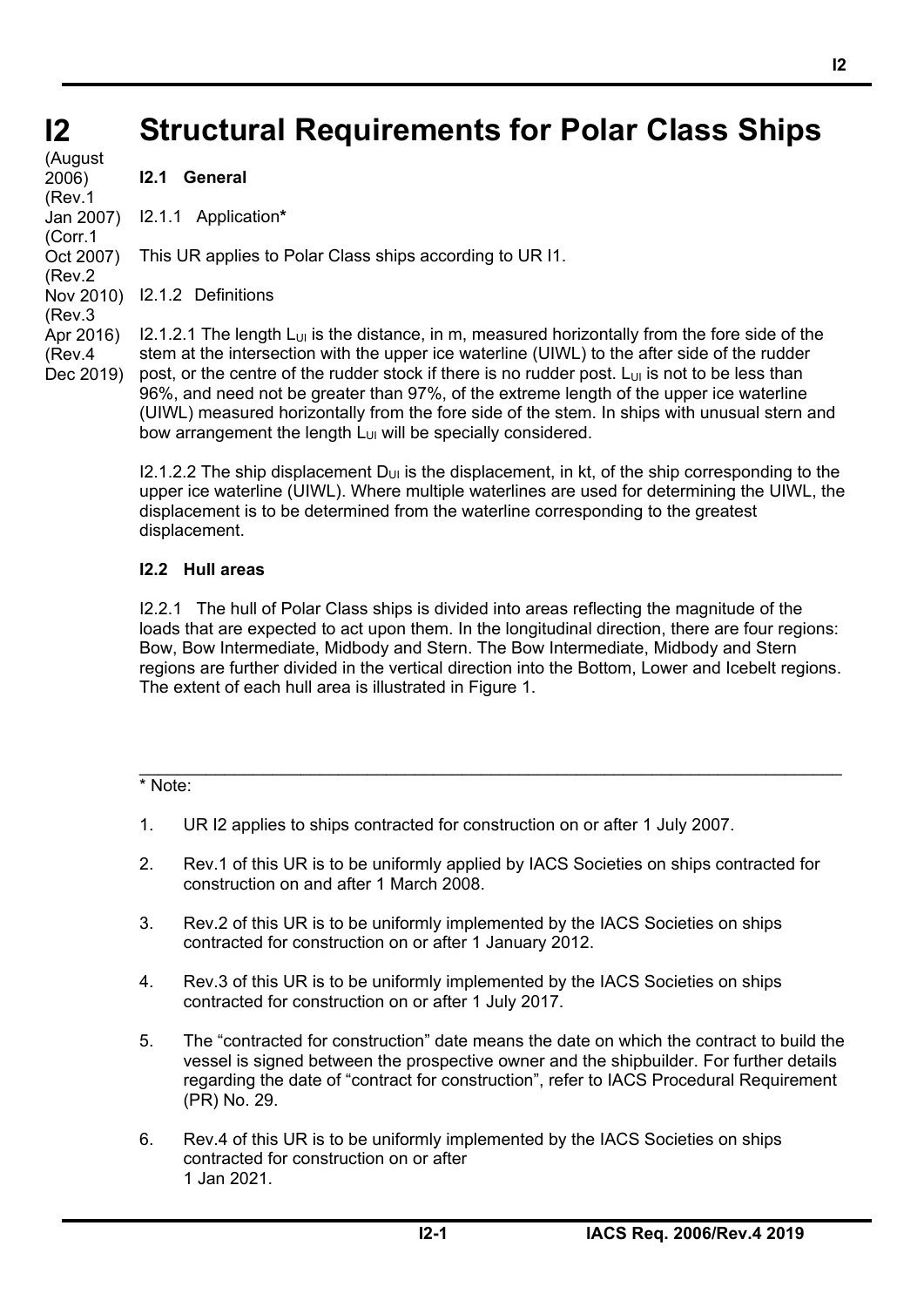# I2 Structural Requirements for Polar Class Ships

(August 2006)
(Rev.1 Jan 2007)
(Corr.1 Oct 2007)
(Rev.2 Nov 2010)
(Rev.3 Apr 2016)
(Rev.4 Dec 2019)

## I2.1 General

I2.1.1 Application*

This UR applies to Polar Class ships according to UR I1.

I2.1.2 Definitions

I2.1.2.1 The length $L_{UI}$ is the distance, in m, measured horizontally from the fore side of the stem at the intersection with the upper ice waterline (UIWL) to the after side of the rudder post, or the centre of the rudder stock if there is no rudder post. $L_{UI}$ is not to be less than 96%, and need not be greater than 97%, of the extreme length of the upper ice waterline (UIWL) measured horizontally from the fore side of the stem. In ships with unusual stern and bow arrangement the length $L_{UI}$ will be specially considered.

I2.1.2.2 The ship displacement $D_{UI}$ is the displacement, in kt, of the ship corresponding to the upper ice waterline (UIWL). Where multiple waterlines are used for determining the UIWL, the displacement is to be determined from the waterline corresponding to the greatest displacement.

## I2.2 Hull areas

I2.2.1 The hull of Polar Class ships is divided into areas reflecting the magnitude of the loads that are expected to act upon them. In the longitudinal direction, there are four regions: Bow, Bow Intermediate, Midbody and Stern. The Bow Intermediate, Midbody and Stern regions are further divided in the vertical direction into the Bottom, Lower and Icebelt regions. The extent of each hull area is illustrated in Figure 1.

---

* Note:

1. UR I2 applies to ships contracted for construction on or after 1 July 2007.

2. Rev.1 of this UR is to be uniformly applied by IACS Societies on ships contracted for construction on and after 1 March 2008.

3. Rev.2 of this UR is to be uniformly implemented by the IACS Societies on ships contracted for construction on or after 1 January 2012.

4. Rev.3 of this UR is to be uniformly implemented by the IACS Societies on ships contracted for construction on or after 1 July 2017.

5. The "contracted for construction" date means the date on which the contract to build the vessel is signed between the prospective owner and the shipbuilder. For further details regarding the date of "contract for construction", refer to IACS Procedural Requirement (PR) No. 29.

6. Rev.4 of this UR is to be uniformly implemented by the IACS Societies on ships contracted for construction on or after 1 Jan 2021.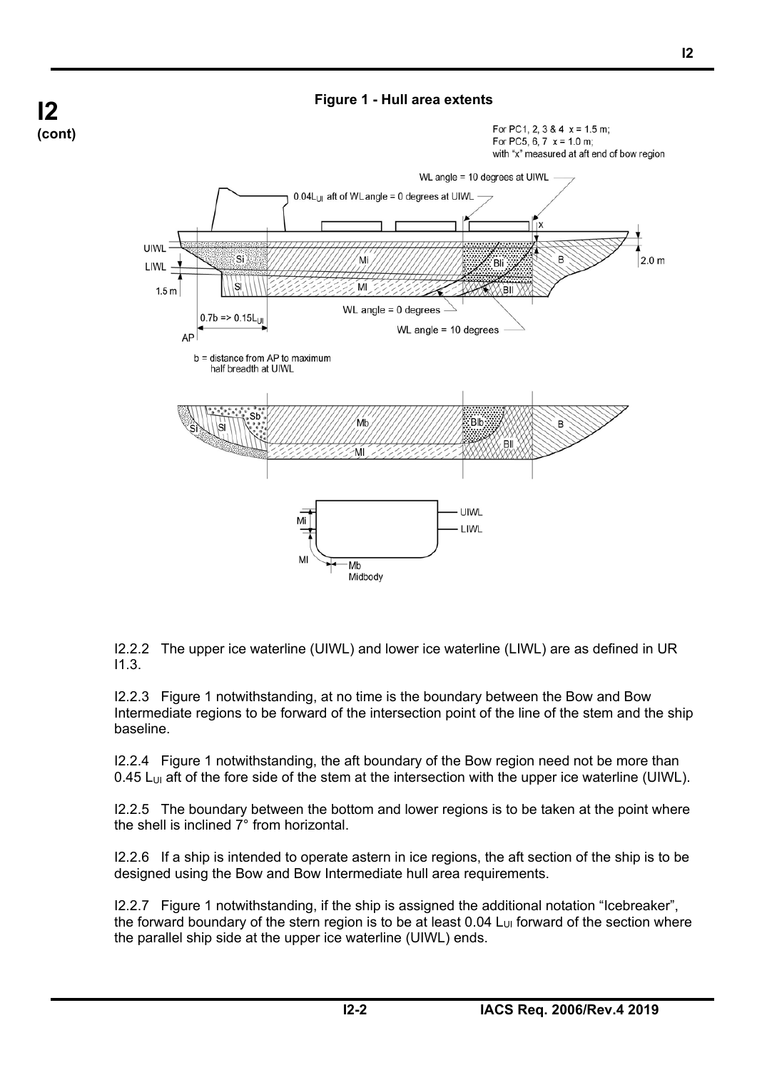**Figure 1 - Hull area extents**

I2.2.2 The upper ice waterline (UIWL) and lower ice waterline (LIWL) are as defined in UR I1.3.

I2.2.3 Figure 1 notwithstanding, at no time is the boundary between the Bow and Bow Intermediate regions to be forward of the intersection point of the line of the stem and the ship baseline.

I2.2.4 Figure 1 notwithstanding, the aft boundary of the Bow region need not be more than 0.45 $L_{UI}$ aft of the fore side of the stem at the intersection with the upper ice waterline (UIWL).

I2.2.5 The boundary between the bottom and lower regions is to be taken at the point where the shell is inclined 7° from horizontal.

I2.2.6 If a ship is intended to operate astern in ice regions, the aft section of the ship is to be designed using the Bow and Bow Intermediate hull area requirements.

I2.2.7 Figure 1 notwithstanding, if the ship is assigned the additional notation "Icebreaker", the forward boundary of the stern region is to be at least 0.04 $L_{UI}$ forward of the section where the parallel ship side at the upper ice waterline (UIWL) ends.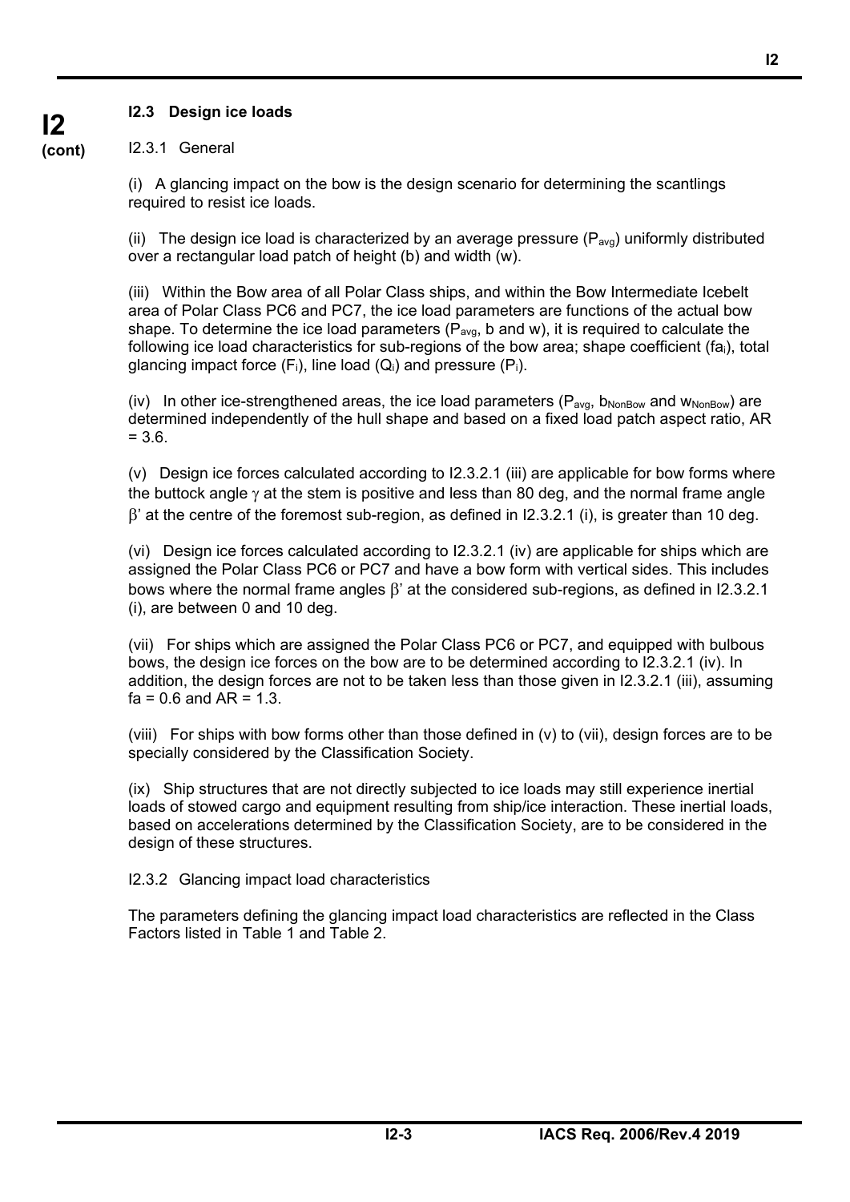## I2.3 Design ice loads

I2.3.1 General

(i) A glancing impact on the bow is the design scenario for determining the scantlings required to resist ice loads.

(ii) The design ice load is characterized by an average pressure ($P_{avg}$) uniformly distributed over a rectangular load patch of height (b) and width (w).

(iii) Within the Bow area of all Polar Class ships, and within the Bow Intermediate Icebelt area of Polar Class PC6 and PC7, the ice load parameters are functions of the actual bow shape. To determine the ice load parameters ($P_{avg}$, b and w), it is required to calculate the following ice load characteristics for sub-regions of the bow area; shape coefficient ($fa_i$), total glancing impact force ($F_i$), line load ($Q_i$) and pressure ($P_i$).

(iv) In other ice-strengthened areas, the ice load parameters ($P_{avg}$, $b_{NonBow}$ and $w_{NonBow}$) are determined independently of the hull shape and based on a fixed load patch aspect ratio, AR = 3.6.

(v) Design ice forces calculated according to I2.3.2.1 (iii) are applicable for bow forms where the buttock angle $\gamma$ at the stem is positive and less than 80 deg, and the normal frame angle $\beta'$ at the centre of the foremost sub-region, as defined in I2.3.2.1 (i), is greater than 10 deg.

(vi) Design ice forces calculated according to I2.3.2.1 (iv) are applicable for ships which are assigned the Polar Class PC6 or PC7 and have a bow form with vertical sides. This includes bows where the normal frame angles $\beta'$ at the considered sub-regions, as defined in I2.3.2.1 (i), are between 0 and 10 deg.

(vii) For ships which are assigned the Polar Class PC6 or PC7, and equipped with bulbous bows, the design ice forces on the bow are to be determined according to I2.3.2.1 (iv). In addition, the design forces are not to be taken less than those given in I2.3.2.1 (iii), assuming fa = 0.6 and AR = 1.3.

(viii) For ships with bow forms other than those defined in (v) to (vii), design forces are to be specially considered by the Classification Society.

(ix) Ship structures that are not directly subjected to ice loads may still experience inertial loads of stowed cargo and equipment resulting from ship/ice interaction. These inertial loads, based on accelerations determined by the Classification Society, are to be considered in the design of these structures.

I2.3.2 Glancing impact load characteristics

The parameters defining the glancing impact load characteristics are reflected in the Class Factors listed in Table 1 and Table 2.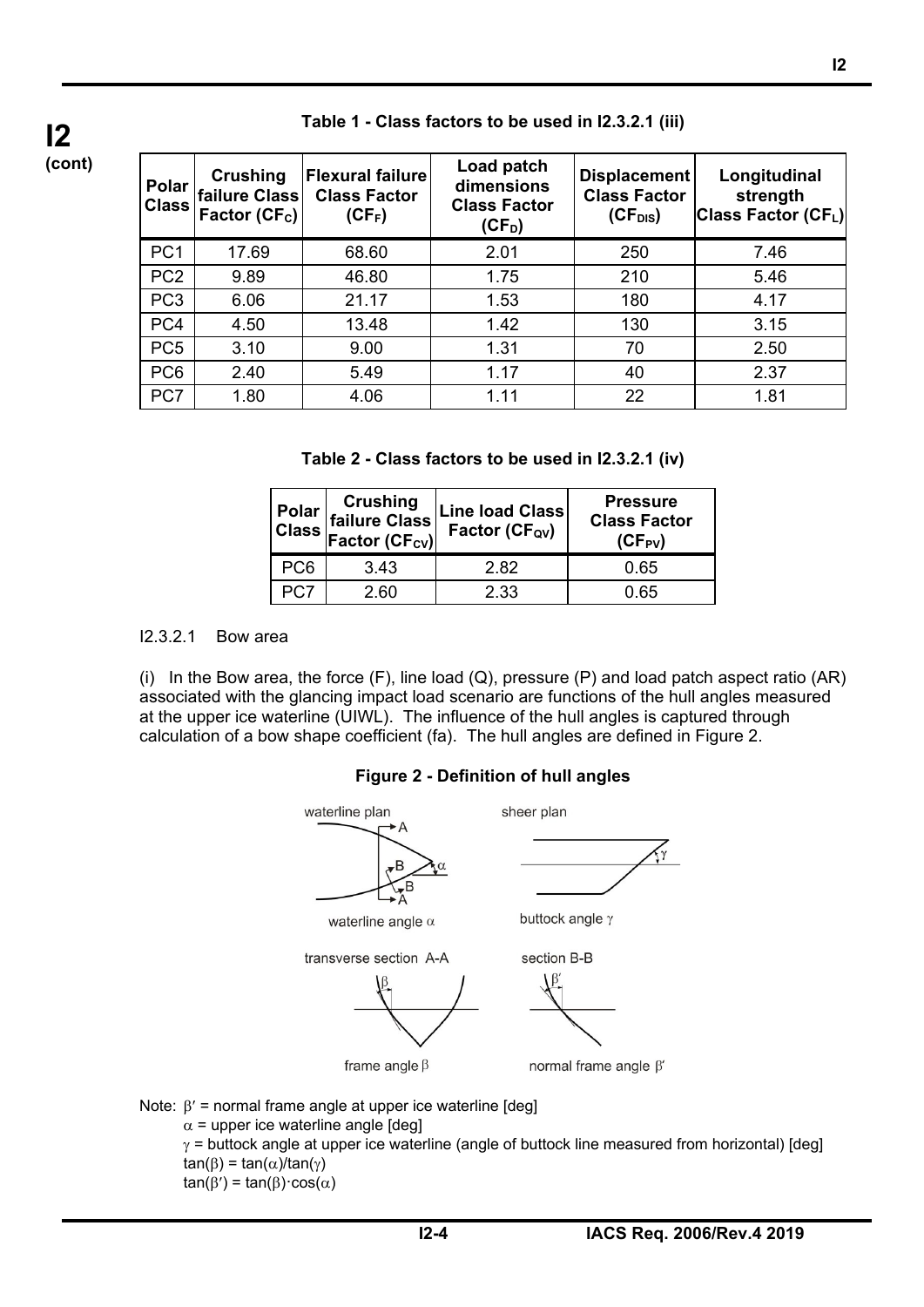**I2 (cont)**

**Table 1 - Class factors to be used in I2.3.2.1 (iii)**

| Polar Class | Crushing failure Class Factor ($CF_C$) | Flexural failure Class Factor ($CF_F$) | Load patch dimensions Class Factor ($CF_D$) | Displacement Class Factor ($CF_{DIS}$) | Longitudinal strength Class Factor ($CF_L$) |
|---|---|---|---|---|---|
| PC1 | 17.69 | 68.60 | 2.01 | 250 | 7.46 |
| PC2 | 9.89 | 46.80 | 1.75 | 210 | 5.46 |
| PC3 | 6.06 | 21.17 | 1.53 | 180 | 4.17 |
| PC4 | 4.50 | 13.48 | 1.42 | 130 | 3.15 |
| PC5 | 3.10 | 9.00 | 1.31 | 70 | 2.50 |
| PC6 | 2.40 | 5.49 | 1.17 | 40 | 2.37 |
| PC7 | 1.80 | 4.06 | 1.11 | 22 | 1.81 |

**Table 2 - Class factors to be used in I2.3.2.1 (iv)**

| Polar Class | Crushing failure Class Factor ($CF_{CV}$) | Line load Class Factor ($CF_{QV}$) | Pressure Class Factor ($CF_{PV}$) |
|---|---|---|---|
| PC6 | 3.43 | 2.82 | 0.65 |
| PC7 | 2.60 | 2.33 | 0.65 |

I2.3.2.1 Bow area

(i) In the Bow area, the force (F), line load (Q), pressure (P) and load patch aspect ratio (AR) associated with the glancing impact load scenario are functions of the hull angles measured at the upper ice waterline (UIWL). The influence of the hull angles is captured through calculation of a bow shape coefficient (fa). The hull angles are defined in Figure 2.

**Figure 2 - Definition of hull angles**

waterline plan — waterline angle $\alpha$

sheer plan — buttock angle $\gamma$

transverse section A-A — frame angle $\beta$

section B-B — normal frame angle $\beta'$

Note: $\beta'$ = normal frame angle at upper ice waterline [deg]

$\alpha$ = upper ice waterline angle [deg]

$\gamma$ = buttock angle at upper ice waterline (angle of buttock line measured from horizontal) [deg]

$\tan(\beta) = \tan(\alpha)/\tan(\gamma)$

$\tan(\beta') = \tan(\beta)\cdot\cos(\alpha)$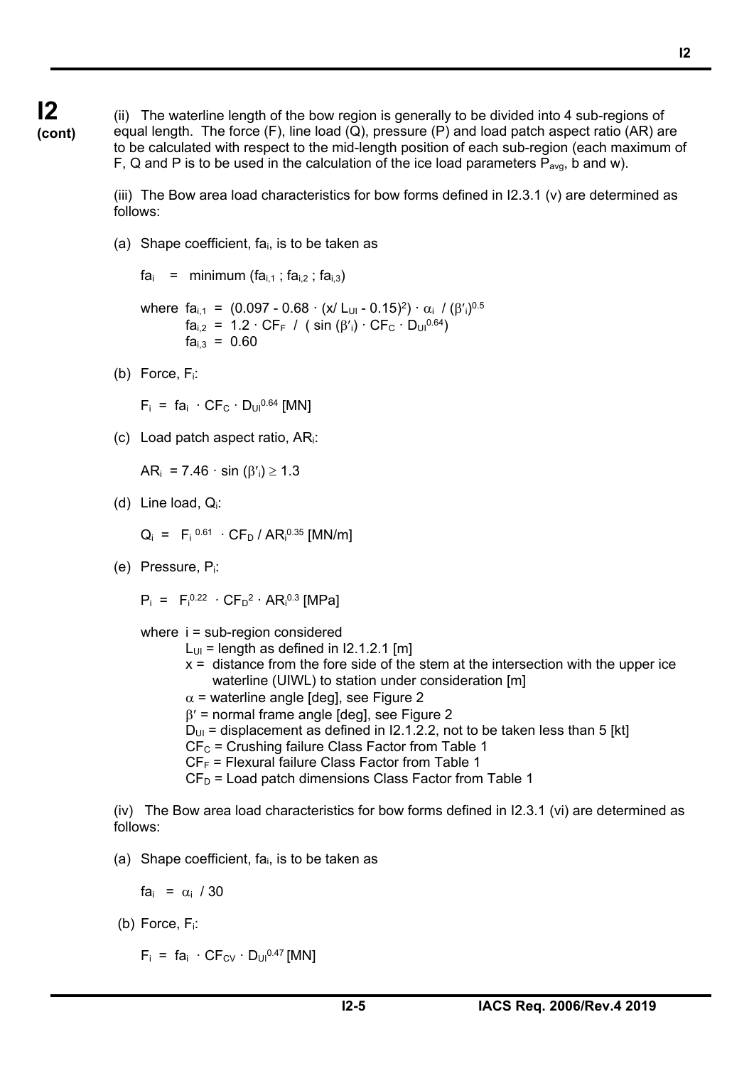**I2 (cont)**

(ii) The waterline length of the bow region is generally to be divided into 4 sub-regions of equal length. The force (F), line load (Q), pressure (P) and load patch aspect ratio (AR) are to be calculated with respect to the mid-length position of each sub-region (each maximum of F, Q and P is to be used in the calculation of the ice load parameters $P_{avg}$, b and w).

(iii) The Bow area load characteristics for bow forms defined in I2.3.1 (v) are determined as follows:

(a) Shape coefficient, $fa_i$, is to be taken as

$$fa_i = \text{minimum}\ (fa_{i,1}\ ;\ fa_{i,2}\ ;\ fa_{i,3})$$

where
$$fa_{i,1} = (0.097 - 0.68 \cdot (x/L_{UI} - 0.15)^2) \cdot \alpha_i \ / \ (\beta'_i)^{0.5}$$
$$fa_{i,2} = 1.2 \cdot CF_F \ / \ (\sin(\beta'_i) \cdot CF_C \cdot D_{UI}^{0.64})$$
$$fa_{i,3} = 0.60$$

(b) Force, $F_i$:

$$F_i = fa_i \cdot CF_C \cdot D_{UI}^{0.64} \ [MN]$$

(c) Load patch aspect ratio, $AR_i$:

$$AR_i = 7.46 \cdot \sin(\beta'_i) \geq 1.3$$

(d) Line load, $Q_i$:

$$Q_i = F_i^{0.61} \cdot CF_D \ / \ AR_i^{0.35} \ [MN/m]$$

(e) Pressure, $P_i$:

$$P_i = F_i^{0.22} \cdot CF_D^2 \cdot AR_i^{0.3} \ [MPa]$$

where
- i = sub-region considered
- $L_{UI}$ = length as defined in I2.1.2.1 [m]
- x = distance from the fore side of the stem at the intersection with the upper ice waterline (UIWL) to station under consideration [m]
- $\alpha$ = waterline angle [deg], see Figure 2
- $\beta'$ = normal frame angle [deg], see Figure 2
- $D_{UI}$ = displacement as defined in I2.1.2.2, not to be taken less than 5 [kt]
- $CF_C$ = Crushing failure Class Factor from Table 1
- $CF_F$ = Flexural failure Class Factor from Table 1
- $CF_D$ = Load patch dimensions Class Factor from Table 1

(iv) The Bow area load characteristics for bow forms defined in I2.3.1 (vi) are determined as follows:

(a) Shape coefficient, $fa_i$, is to be taken as

$$fa_i = \alpha_i \ / \ 30$$

(b) Force, $F_i$:

$$F_i = fa_i \cdot CF_{CV} \cdot D_{UI}^{0.47} \ [MN]$$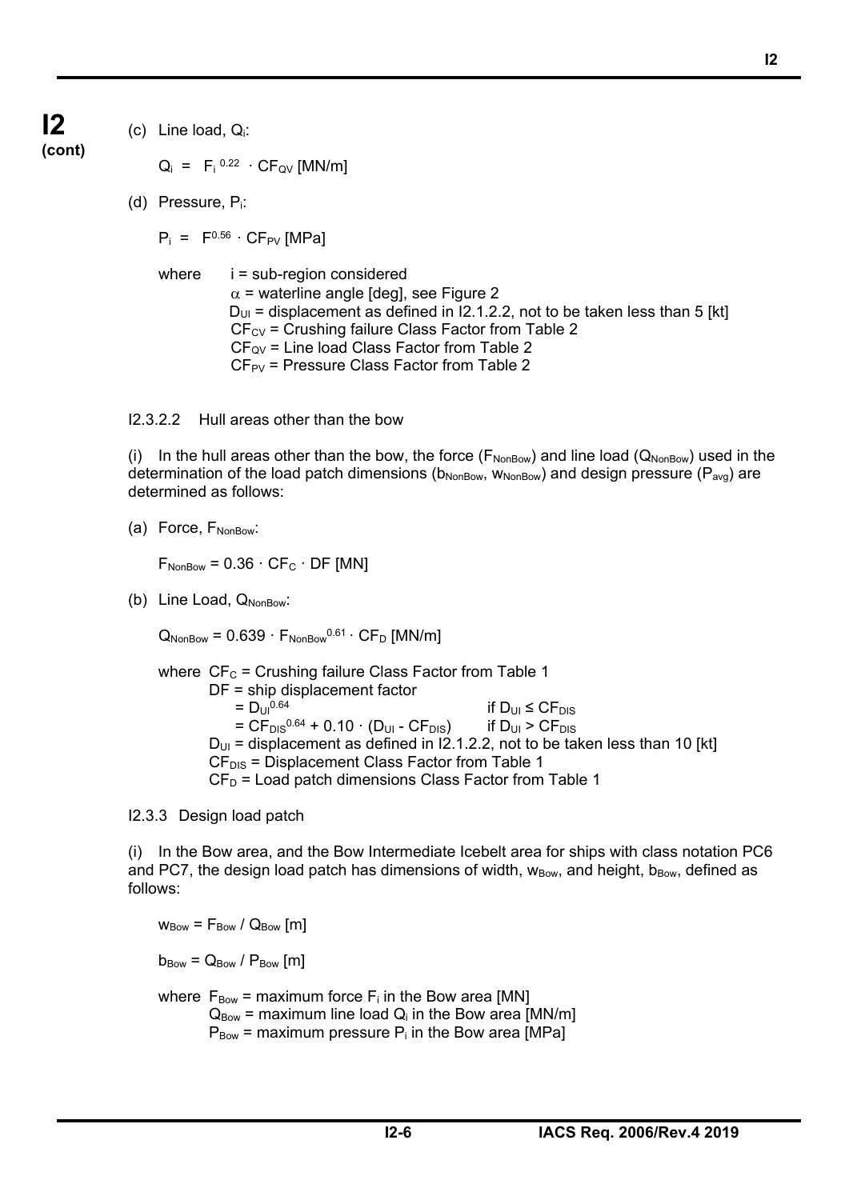**I2 (cont)**

(c) Line load, $Q_i$:

$$Q_i = F_i^{\,0.22} \cdot CF_{QV} \text{ [MN/m]}$$

(d) Pressure, $P_i$:

$$P_i = F^{0.56} \cdot CF_{PV} \text{ [MPa]}$$

where $i$ = sub-region considered
$\alpha$ = waterline angle [deg], see Figure 2
$D_{UI}$ = displacement as defined in I2.1.2.2, not to be taken less than 5 [kt]
$CF_{CV}$ = Crushing failure Class Factor from Table 2
$CF_{QV}$ = Line load Class Factor from Table 2
$CF_{PV}$ = Pressure Class Factor from Table 2

I2.3.2.2 Hull areas other than the bow

(i) In the hull areas other than the bow, the force ($F_{NonBow}$) and line load ($Q_{NonBow}$) used in the determination of the load patch dimensions ($b_{NonBow}$, $w_{NonBow}$) and design pressure ($P_{avg}$) are determined as follows:

(a) Force, $F_{NonBow}$:

$$F_{NonBow} = 0.36 \cdot CF_C \cdot DF \text{ [MN]}$$

(b) Line Load, $Q_{NonBow}$:

$$Q_{NonBow} = 0.639 \cdot F_{NonBow}^{\,0.61} \cdot CF_D \text{ [MN/m]}$$

where $CF_C$ = Crushing failure Class Factor from Table 1
DF = ship displacement factor
$= D_{UI}^{\,0.64}$ if $D_{UI} \le CF_{DIS}$
$= CF_{DIS}^{\,0.64} + 0.10 \cdot (D_{UI} - CF_{DIS})$ if $D_{UI} > CF_{DIS}$
$D_{UI}$ = displacement as defined in I2.1.2.2, not to be taken less than 10 [kt]
$CF_{DIS}$ = Displacement Class Factor from Table 1
$CF_D$ = Load patch dimensions Class Factor from Table 1

I2.3.3 Design load patch

(i) In the Bow area, and the Bow Intermediate Icebelt area for ships with class notation PC6 and PC7, the design load patch has dimensions of width, $w_{Bow}$, and height, $b_{Bow}$, defined as follows:

$$w_{Bow} = F_{Bow} / Q_{Bow} \text{ [m]}$$

$$b_{Bow} = Q_{Bow} / P_{Bow} \text{ [m]}$$

where $F_{Bow}$ = maximum force $F_i$ in the Bow area [MN]
$Q_{Bow}$ = maximum line load $Q_i$ in the Bow area [MN/m]
$P_{Bow}$ = maximum pressure $P_i$ in the Bow area [MPa]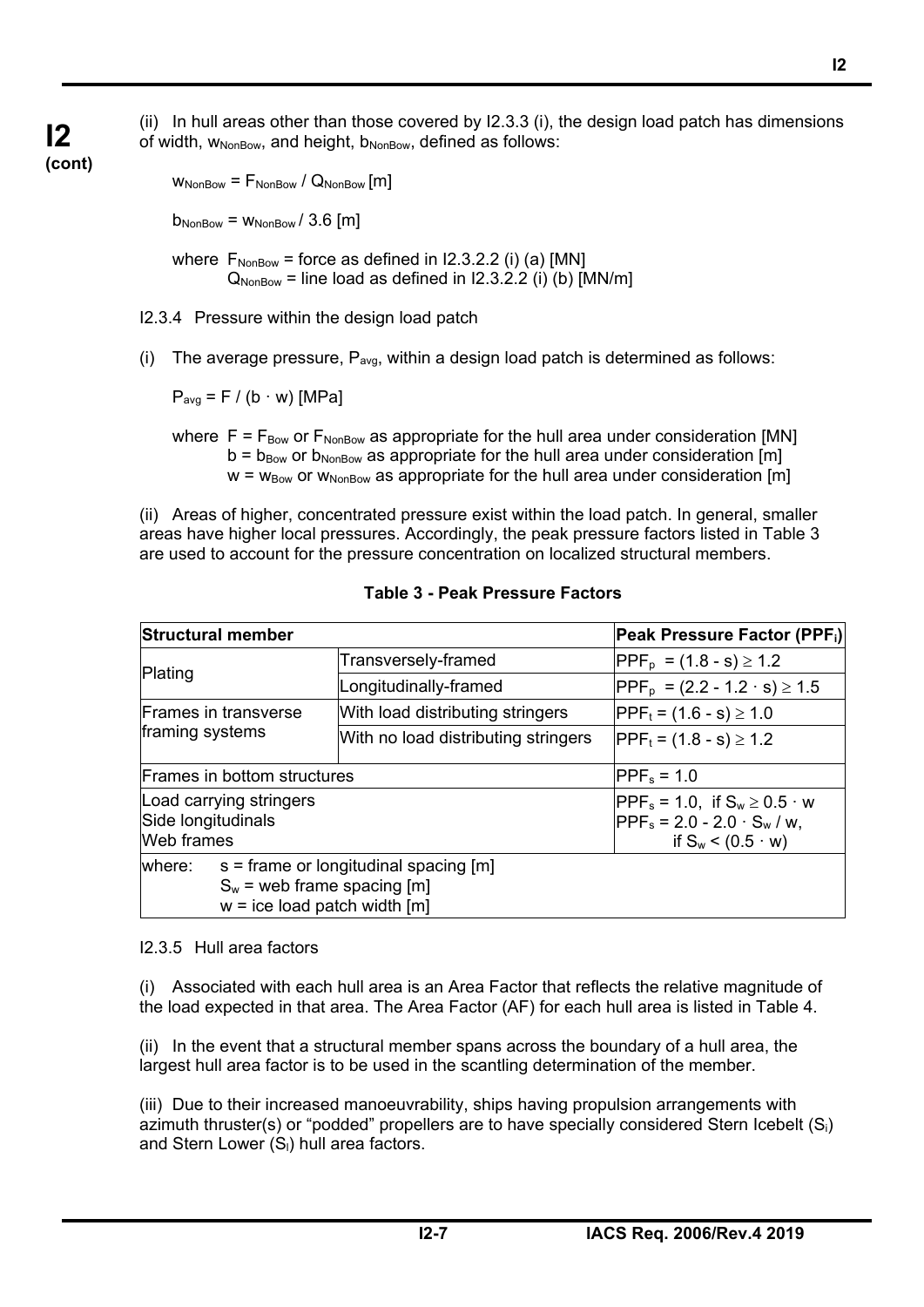(ii) In hull areas other than those covered by I2.3.3 (i), the design load patch has dimensions of width, $w_{NonBow}$, and height, $b_{NonBow}$, defined as follows:

$$w_{NonBow} = F_{NonBow} / Q_{NonBow} \text{ [m]}$$

$$b_{NonBow} = w_{NonBow} / 3.6 \text{ [m]}$$

where $F_{NonBow}$ = force as defined in I2.3.2.2 (i) (a) [MN]
$Q_{NonBow}$ = line load as defined in I2.3.2.2 (i) (b) [MN/m]

I2.3.4 Pressure within the design load patch

(i) The average pressure, $P_{avg}$, within a design load patch is determined as follows:

$$P_{avg} = F / (b \cdot w) \text{ [MPa]}$$

where $F = F_{Bow}$ or $F_{NonBow}$ as appropriate for the hull area under consideration [MN]
$b = b_{Bow}$ or $b_{NonBow}$ as appropriate for the hull area under consideration [m]
$w = w_{Bow}$ or $w_{NonBow}$ as appropriate for the hull area under consideration [m]

(ii) Areas of higher, concentrated pressure exist within the load patch. In general, smaller areas have higher local pressures. Accordingly, the peak pressure factors listed in Table 3 are used to account for the pressure concentration on localized structural members.

**Table 3 - Peak Pressure Factors**

| Structural member | | Peak Pressure Factor ($PPF_i$) |
|---|---|---|
| Plating | Transversely-framed | $PPF_p = (1.8 - s) \geq 1.2$ |
| | Longitudinally-framed | $PPF_p = (2.2 - 1.2 \cdot s) \geq 1.5$ |
| Frames in transverse framing systems | With load distributing stringers | $PPF_t = (1.6 - s) \geq 1.0$ |
| | With no load distributing stringers | $PPF_t = (1.8 - s) \geq 1.2$ |
| Frames in bottom structures | | $PPF_s = 1.0$ |
| Load carrying stringers<br>Side longitudinals<br>Web frames | | $PPF_s = 1.0$, if $S_w \geq 0.5 \cdot w$<br>$PPF_s = 2.0 - 2.0 \cdot S_w / w$, if $S_w < (0.5 \cdot w)$ |
| where: $s$ = frame or longitudinal spacing [m]<br>$S_w$ = web frame spacing [m]<br>$w$ = ice load patch width [m] | | |

I2.3.5 Hull area factors

(i) Associated with each hull area is an Area Factor that reflects the relative magnitude of the load expected in that area. The Area Factor (AF) for each hull area is listed in Table 4.

(ii) In the event that a structural member spans across the boundary of a hull area, the largest hull area factor is to be used in the scantling determination of the member.

(iii) Due to their increased manoeuvrability, ships having propulsion arrangements with azimuth thruster(s) or "podded" propellers are to have specially considered Stern Icebelt ($S_i$) and Stern Lower ($S_l$) hull area factors.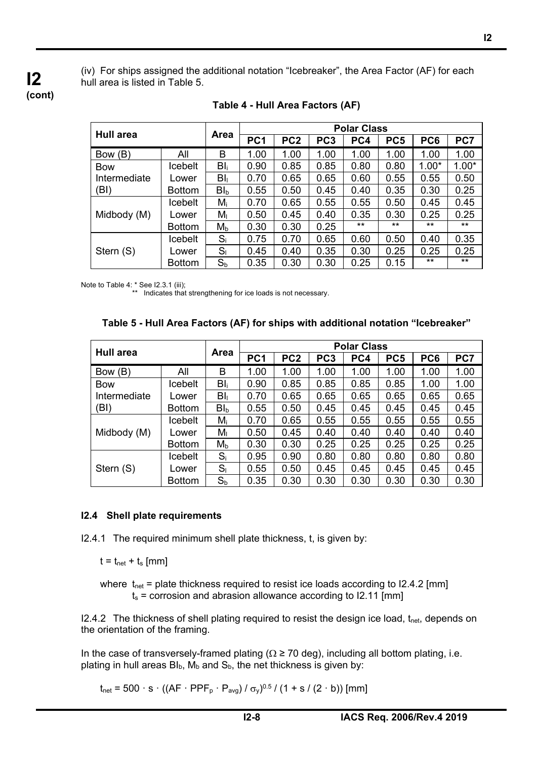**I2 (cont)**

(iv) For ships assigned the additional notation "Icebreaker", the Area Factor (AF) for each hull area is listed in Table 5.

**Table 4 - Hull Area Factors (AF)**

| Hull area | | Area | Polar Class | | | | | | |
|---|---|---|---|---|---|---|---|---|---|
| | | | PC1 | PC2 | PC3 | PC4 | PC5 | PC6 | PC7 |
| Bow (B) | All | B | 1.00 | 1.00 | 1.00 | 1.00 | 1.00 | 1.00 | 1.00 |
| Bow Intermediate (BI) | Icebelt | $BI_i$ | 0.90 | 0.85 | 0.85 | 0.80 | 0.80 | 1.00* | 1.00* |
| | Lower | $BI_l$ | 0.70 | 0.65 | 0.65 | 0.60 | 0.55 | 0.55 | 0.50 |
| | Bottom | $BI_b$ | 0.55 | 0.50 | 0.45 | 0.40 | 0.35 | 0.30 | 0.25 |
| Midbody (M) | Icebelt | $M_i$ | 0.70 | 0.65 | 0.55 | 0.55 | 0.50 | 0.45 | 0.45 |
| | Lower | $M_l$ | 0.50 | 0.45 | 0.40 | 0.35 | 0.30 | 0.25 | 0.25 |
| | Bottom | $M_b$ | 0.30 | 0.30 | 0.25 | ** | ** | ** | ** |
| Stern (S) | Icebelt | $S_i$ | 0.75 | 0.70 | 0.65 | 0.60 | 0.50 | 0.40 | 0.35 |
| | Lower | $S_l$ | 0.45 | 0.40 | 0.35 | 0.30 | 0.25 | 0.25 | 0.25 |
| | Bottom | $S_b$ | 0.35 | 0.30 | 0.30 | 0.25 | 0.15 | ** | ** |

Note to Table 4: * See I2.3.1 (iii);
** Indicates that strengthening for ice loads is not necessary.

**Table 5 - Hull Area Factors (AF) for ships with additional notation "Icebreaker"**

| Hull area | | Area | Polar Class | | | | | | |
|---|---|---|---|---|---|---|---|---|---|
| | | | PC1 | PC2 | PC3 | PC4 | PC5 | PC6 | PC7 |
| Bow (B) | All | B | 1.00 | 1.00 | 1.00 | 1.00 | 1.00 | 1.00 | 1.00 |
| Bow Intermediate (BI) | Icebelt | $BI_i$ | 0.90 | 0.85 | 0.85 | 0.85 | 0.85 | 1.00 | 1.00 |
| | Lower | $BI_l$ | 0.70 | 0.65 | 0.65 | 0.65 | 0.65 | 0.65 | 0.65 |
| | Bottom | $BI_b$ | 0.55 | 0.50 | 0.45 | 0.45 | 0.45 | 0.45 | 0.45 |
| Midbody (M) | Icebelt | $M_i$ | 0.70 | 0.65 | 0.55 | 0.55 | 0.55 | 0.55 | 0.55 |
| | Lower | $M_l$ | 0.50 | 0.45 | 0.40 | 0.40 | 0.40 | 0.40 | 0.40 |
| | Bottom | $M_b$ | 0.30 | 0.30 | 0.25 | 0.25 | 0.25 | 0.25 | 0.25 |
| Stern (S) | Icebelt | $S_i$ | 0.95 | 0.90 | 0.80 | 0.80 | 0.80 | 0.80 | 0.80 |
| | Lower | $S_l$ | 0.55 | 0.50 | 0.45 | 0.45 | 0.45 | 0.45 | 0.45 |
| | Bottom | $S_b$ | 0.35 | 0.30 | 0.30 | 0.30 | 0.30 | 0.30 | 0.30 |

### I2.4 Shell plate requirements

I2.4.1 The required minimum shell plate thickness, t, is given by:

$t = t_{net} + t_s$ [mm]

where $t_{net}$ = plate thickness required to resist ice loads according to I2.4.2 [mm]
$t_s$ = corrosion and abrasion allowance according to I2.11 [mm]

I2.4.2 The thickness of shell plating required to resist the design ice load, $t_{net}$, depends on the orientation of the framing.

In the case of transversely-framed plating ($\Omega \geq 70$ deg), including all bottom plating, i.e. plating in hull areas $BI_b$, $M_b$ and $S_b$, the net thickness is given by:

$$t_{net} = 500 \cdot s \cdot ((AF \cdot PPF_p \cdot P_{avg}) / \sigma_y)^{0.5} / (1 + s / (2 \cdot b)) \text{ [mm]}$$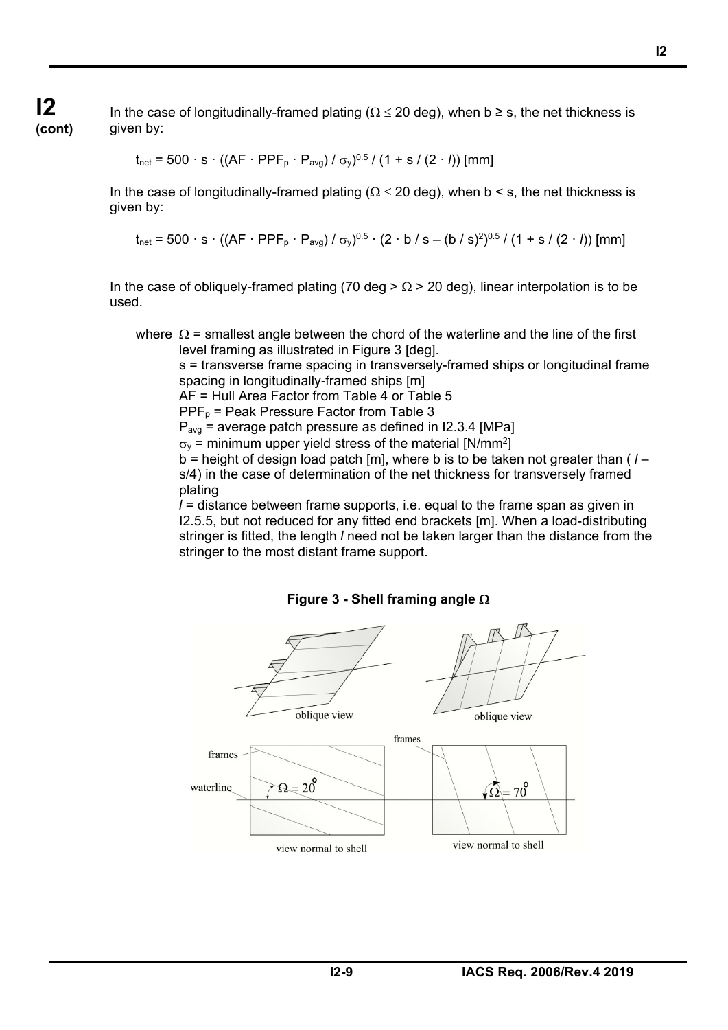**I2 (cont)**

In the case of longitudinally-framed plating ($\Omega \leq 20$ deg), when b ≥ s, the net thickness is given by:

$$t_{net} = 500 \cdot s \cdot ((AF \cdot PPF_p \cdot P_{avg}) / \sigma_y)^{0.5} / (1 + s / (2 \cdot l)) \text{ [mm]}$$

In the case of longitudinally-framed plating ($\Omega \leq 20$ deg), when b < s, the net thickness is given by:

$$t_{net} = 500 \cdot s \cdot ((AF \cdot PPF_p \cdot P_{avg}) / \sigma_y)^{0.5} \cdot (2 \cdot b / s - (b / s)^2)^{0.5} / (1 + s / (2 \cdot l)) \text{ [mm]}$$

In the case of obliquely-framed plating (70 deg > $\Omega$ > 20 deg), linear interpolation is to be used.

where $\Omega$ = smallest angle between the chord of the waterline and the line of the first level framing as illustrated in Figure 3 [deg].

s = transverse frame spacing in transversely-framed ships or longitudinal frame spacing in longitudinally-framed ships [m]

AF = Hull Area Factor from Table 4 or Table 5

$PPF_p$ = Peak Pressure Factor from Table 3

$P_{avg}$ = average patch pressure as defined in I2.3.4 [MPa]

$\sigma_y$ = minimum upper yield stress of the material [N/mm$^2$]

b = height of design load patch [m], where b is to be taken not greater than ( $l$ – s/4) in the case of determination of the net thickness for transversely framed plating

$l$ = distance between frame supports, i.e. equal to the frame span as given in I2.5.5, but not reduced for any fitted end brackets [m]. When a load-distributing stringer is fitted, the length $l$ need not be taken larger than the distance from the stringer to the most distant frame support.

**Figure 3 - Shell framing angle $\Omega$**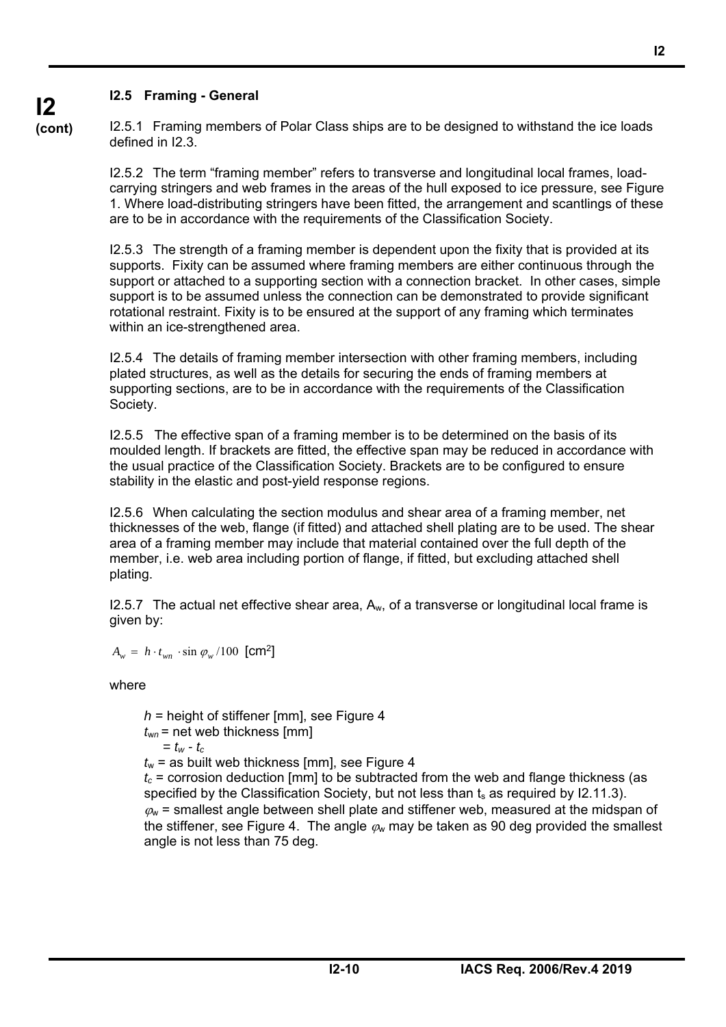### I2.5 Framing - General

I2.5.1 Framing members of Polar Class ships are to be designed to withstand the ice loads defined in I2.3.

I2.5.2 The term "framing member" refers to transverse and longitudinal local frames, load-carrying stringers and web frames in the areas of the hull exposed to ice pressure, see Figure 1. Where load-distributing stringers have been fitted, the arrangement and scantlings of these are to be in accordance with the requirements of the Classification Society.

I2.5.3 The strength of a framing member is dependent upon the fixity that is provided at its supports. Fixity can be assumed where framing members are either continuous through the support or attached to a supporting section with a connection bracket. In other cases, simple support is to be assumed unless the connection can be demonstrated to provide significant rotational restraint. Fixity is to be ensured at the support of any framing which terminates within an ice-strengthened area.

I2.5.4 The details of framing member intersection with other framing members, including plated structures, as well as the details for securing the ends of framing members at supporting sections, are to be in accordance with the requirements of the Classification Society.

I2.5.5 The effective span of a framing member is to be determined on the basis of its moulded length. If brackets are fitted, the effective span may be reduced in accordance with the usual practice of the Classification Society. Brackets are to be configured to ensure stability in the elastic and post-yield response regions.

I2.5.6 When calculating the section modulus and shear area of a framing member, net thicknesses of the web, flange (if fitted) and attached shell plating are to be used. The shear area of a framing member may include that material contained over the full depth of the member, i.e. web area including portion of flange, if fitted, but excluding attached shell plating.

I2.5.7 The actual net effective shear area, $A_w$, of a transverse or longitudinal local frame is given by:

$$A_w = h \cdot t_{wn} \cdot \sin \varphi_w / 100 \ \ [\text{cm}^2]$$

where

$h$ = height of stiffener [mm], see Figure 4
$t_{wn}$ = net web thickness [mm]
$= t_w - t_c$
$t_w$ = as built web thickness [mm], see Figure 4
$t_c$ = corrosion deduction [mm] to be subtracted from the web and flange thickness (as specified by the Classification Society, but not less than $t_s$ as required by I2.11.3).
$\varphi_w$ = smallest angle between shell plate and stiffener web, measured at the midspan of the stiffener, see Figure 4. The angle $\varphi_w$ may be taken as 90 deg provided the smallest angle is not less than 75 deg.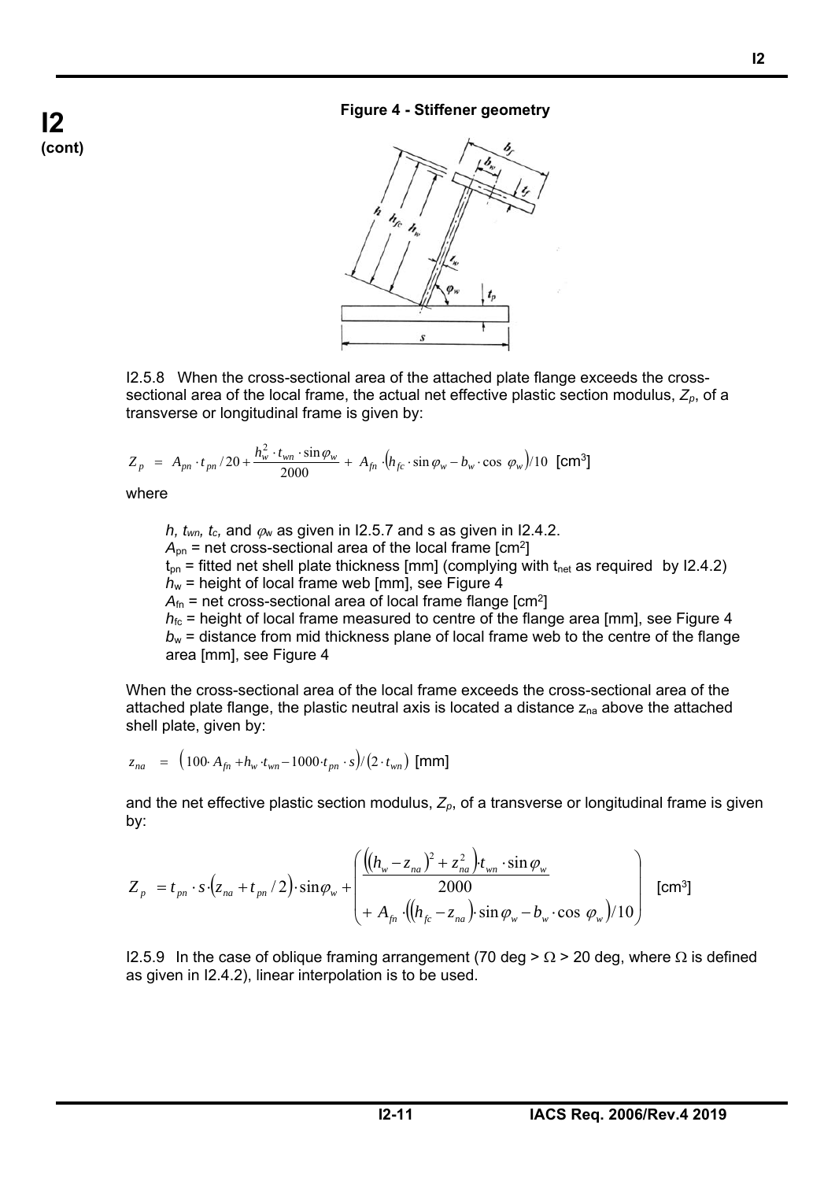**Figure 4 - Stiffener geometry**

I2.5.8 When the cross-sectional area of the attached plate flange exceeds the cross-sectional area of the local frame, the actual net effective plastic section modulus, $Z_p$, of a transverse or longitudinal frame is given by:

$$Z_p = A_{pn} \cdot t_{pn} / 20 + \frac{h_w^2 \cdot t_{wn} \cdot \sin\varphi_w}{2000} + A_{fn} \cdot \left(h_{fc} \cdot \sin\varphi_w - b_w \cdot \cos\varphi_w\right)/10 \quad [\text{cm}^3]$$

where

$h$, $t_{wn}$, $t_c$, and $\varphi_w$ as given in I2.5.7 and s as given in I2.4.2.
$A_{pn}$ = net cross-sectional area of the local frame [cm$^2$]
$t_{pn}$ = fitted net shell plate thickness [mm] (complying with $t_{net}$ as required by I2.4.2)
$h_w$ = height of local frame web [mm], see Figure 4
$A_{fn}$ = net cross-sectional area of local frame flange [cm$^2$]
$h_{fc}$ = height of local frame measured to centre of the flange area [mm], see Figure 4
$b_w$ = distance from mid thickness plane of local frame web to the centre of the flange area [mm], see Figure 4

When the cross-sectional area of the local frame exceeds the cross-sectional area of the attached plate flange, the plastic neutral axis is located a distance $z_{na}$ above the attached shell plate, given by:

$$z_{na} = \left(100 \cdot A_{fn} + h_w \cdot t_{wn} - 1000 \cdot t_{pn} \cdot s\right)/\left(2 \cdot t_{wn}\right) \quad [\text{mm}]$$

and the net effective plastic section modulus, $Z_p$, of a transverse or longitudinal frame is given by:

$$Z_p = t_{pn} \cdot s \cdot \left(z_{na} + t_{pn}/2\right) \cdot \sin\varphi_w + \left( \begin{array}{l} \dfrac{\left(\left(h_w - z_{na}\right)^2 + z_{na}^2\right) \cdot t_{wn} \cdot \sin\varphi_w}{2000} \\ + A_{fn} \cdot \left(\left(h_{fc} - z_{na}\right) \cdot \sin\varphi_w - b_w \cdot \cos\varphi_w\right)/10 \end{array} \right) \quad [\text{cm}^3]$$

I2.5.9 In the case of oblique framing arrangement (70 deg > $\Omega$ > 20 deg, where $\Omega$ is defined as given in I2.4.2), linear interpolation is to be used.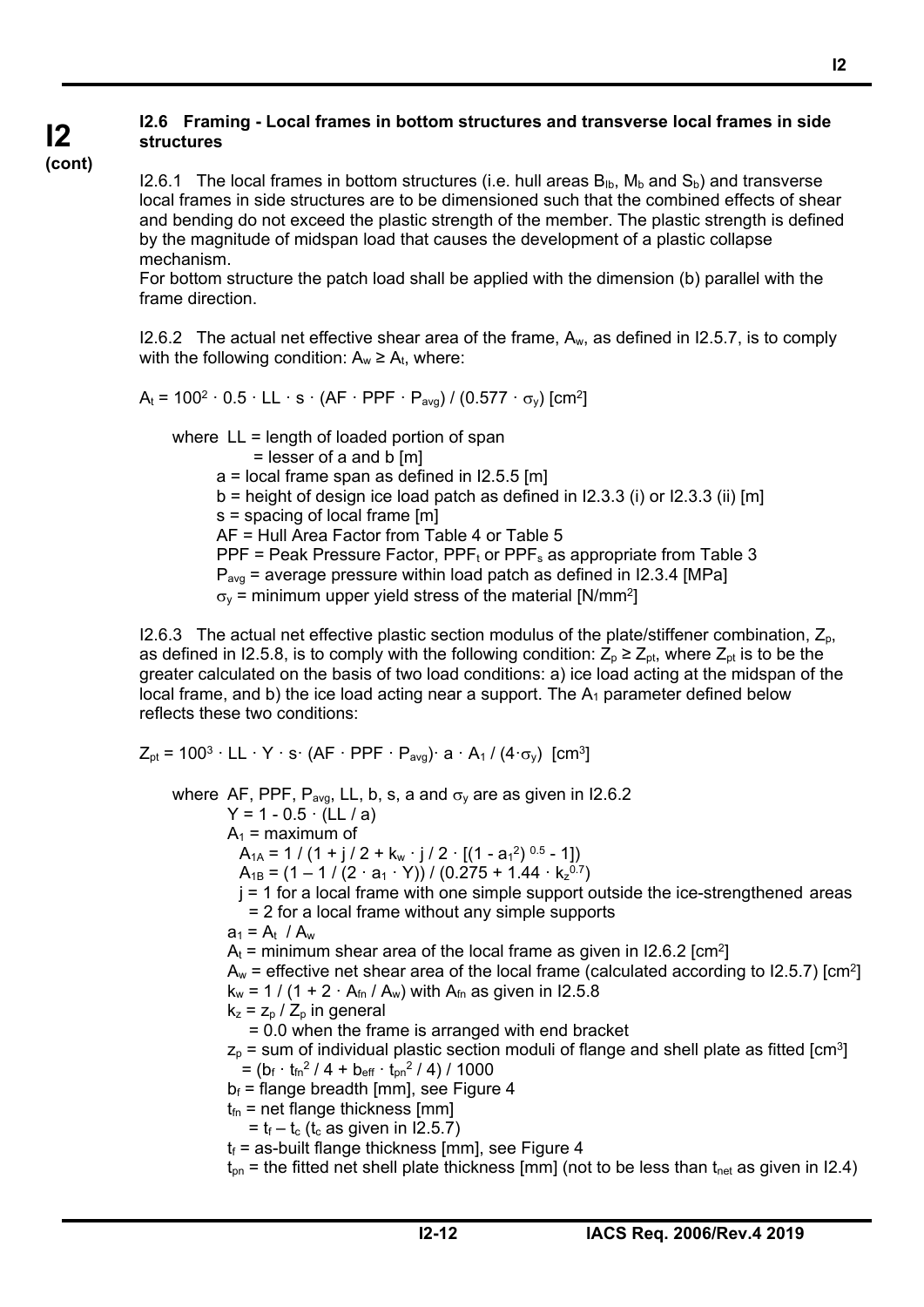**I2 (cont)**

#### I2.6 Framing - Local frames in bottom structures and transverse local frames in side structures

I2.6.1 The local frames in bottom structures (i.e. hull areas $B_{lb}$, $M_b$ and $S_b$) and transverse local frames in side structures are to be dimensioned such that the combined effects of shear and bending do not exceed the plastic strength of the member. The plastic strength is defined by the magnitude of midspan load that causes the development of a plastic collapse mechanism.
For bottom structure the patch load shall be applied with the dimension (b) parallel with the frame direction.

I2.6.2 The actual net effective shear area of the frame, $A_w$, as defined in I2.5.7, is to comply with the following condition: $A_w \geq A_t$, where:

$$A_t = 100^2 \cdot 0.5 \cdot LL \cdot s \cdot (AF \cdot PPF \cdot P_{avg}) / (0.577 \cdot \sigma_y) \text{ [cm}^2\text{]}$$

where LL = length of loaded portion of span
= lesser of a and b [m]
a = local frame span as defined in I2.5.5 [m]
b = height of design ice load patch as defined in I2.3.3 (i) or I2.3.3 (ii) [m]
s = spacing of local frame [m]
AF = Hull Area Factor from Table 4 or Table 5
PPF = Peak Pressure Factor, $PPF_t$ or $PPF_s$ as appropriate from Table 3
$P_{avg}$ = average pressure within load patch as defined in I2.3.4 [MPa]
$\sigma_y$ = minimum upper yield stress of the material [N/mm$^2$]

I2.6.3 The actual net effective plastic section modulus of the plate/stiffener combination, $Z_p$, as defined in I2.5.8, is to comply with the following condition: $Z_p \geq Z_{pt}$, where $Z_{pt}$ is to be the greater calculated on the basis of two load conditions: a) ice load acting at the midspan of the local frame, and b) the ice load acting near a support. The $A_1$ parameter defined below reflects these two conditions:

$$Z_{pt} = 100^3 \cdot LL \cdot Y \cdot s \cdot (AF \cdot PPF \cdot P_{avg}) \cdot a \cdot A_1 / (4 \cdot \sigma_y) \text{ [cm}^3\text{]}$$

where AF, PPF, $P_{avg}$, LL, b, s, a and $\sigma_y$ are as given in I2.6.2
$Y = 1 - 0.5 \cdot (LL / a)$
$A_1$ = maximum of
$A_{1A} = 1 / (1 + j / 2 + k_w \cdot j / 2 \cdot [(1 - a_1^2)^{0.5} - 1])$
$A_{1B} = (1 - 1 / (2 \cdot a_1 \cdot Y)) / (0.275 + 1.44 \cdot k_z^{0.7})$
j = 1 for a local frame with one simple support outside the ice-strengthened areas
= 2 for a local frame without any simple supports
$a_1 = A_t / A_w$
$A_t$ = minimum shear area of the local frame as given in I2.6.2 [cm$^2$]
$A_w$ = effective net shear area of the local frame (calculated according to I2.5.7) [cm$^2$]
$k_w = 1 / (1 + 2 \cdot A_{fn} / A_w)$ with $A_{fn}$ as given in I2.5.8
$k_z = z_p / Z_p$ in general
= 0.0 when the frame is arranged with end bracket
$z_p$ = sum of individual plastic section moduli of flange and shell plate as fitted [cm$^3$]
$= (b_f \cdot t_{fn}^2 / 4 + b_{eff} \cdot t_{pn}^2 / 4) / 1000$
$b_f$ = flange breadth [mm], see Figure 4
$t_{fn}$ = net flange thickness [mm]
$= t_f - t_c$ ($t_c$ as given in I2.5.7)
$t_f$ = as-built flange thickness [mm], see Figure 4
$t_{pn}$ = the fitted net shell plate thickness [mm] (not to be less than $t_{net}$ as given in I2.4)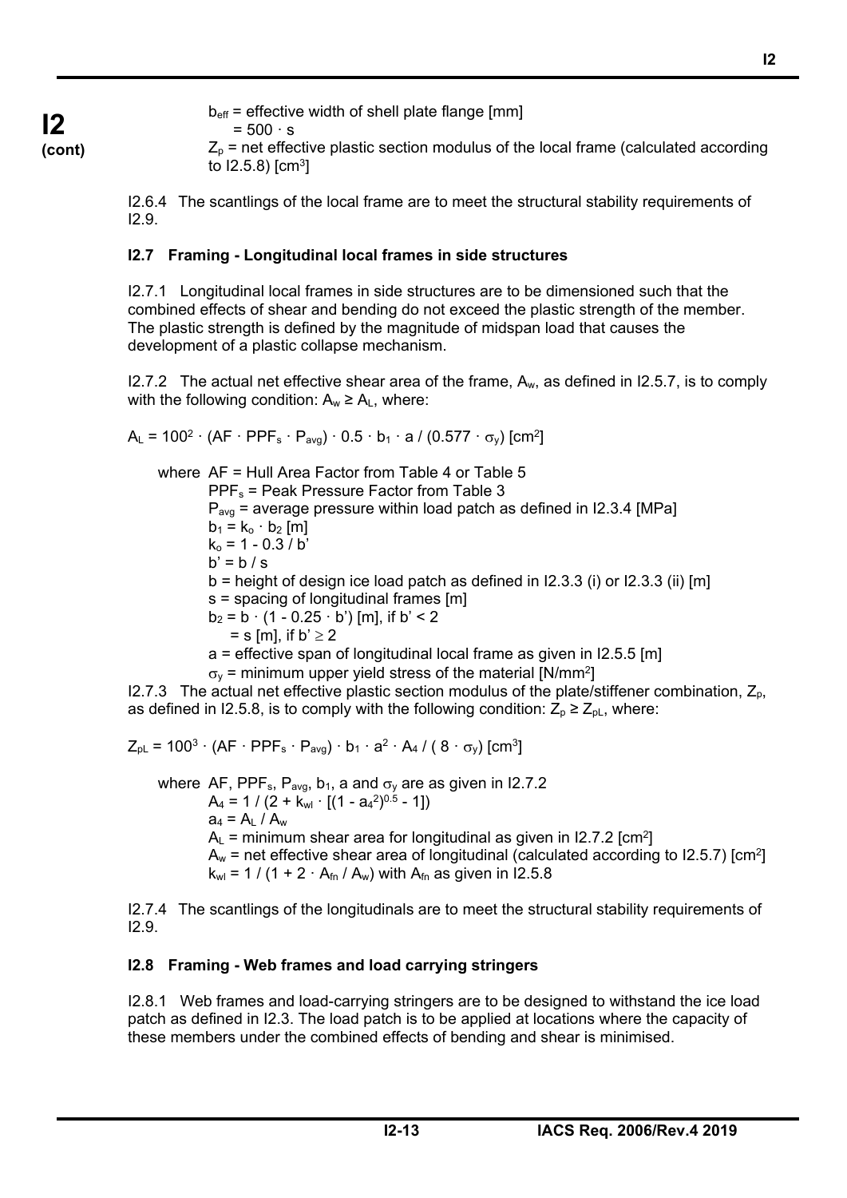$b_{eff}$ = effective width of shell plate flange [mm]

$= 500 \cdot s$

$Z_p$ = net effective plastic section modulus of the local frame (calculated according to I2.5.8) [cm$^3$]

I2.6.4 The scantlings of the local frame are to meet the structural stability requirements of I2.9.

### I2.7 Framing - Longitudinal local frames in side structures

I2.7.1 Longitudinal local frames in side structures are to be dimensioned such that the combined effects of shear and bending do not exceed the plastic strength of the member. The plastic strength is defined by the magnitude of midspan load that causes the development of a plastic collapse mechanism.

I2.7.2 The actual net effective shear area of the frame, $A_w$, as defined in I2.5.7, is to comply with the following condition: $A_w \geq A_L$, where:

$$A_L = 100^2 \cdot (AF \cdot PPF_s \cdot P_{avg}) \cdot 0.5 \cdot b_1 \cdot a / (0.577 \cdot \sigma_y) \text{ [cm}^2\text{]}$$

where AF = Hull Area Factor from Table 4 or Table 5

$PPF_s$ = Peak Pressure Factor from Table 3

$P_{avg}$ = average pressure within load patch as defined in I2.3.4 [MPa]

$b_1 = k_o \cdot b_2$ [m]

$k_o = 1 - 0.3 / b'$

$b' = b / s$

b = height of design ice load patch as defined in I2.3.3 (i) or I2.3.3 (ii) [m]

s = spacing of longitudinal frames [m]

$b_2 = b \cdot (1 - 0.25 \cdot b')$ [m], if $b' < 2$

$= s$ [m], if $b' \geq 2$

a = effective span of longitudinal local frame as given in I2.5.5 [m]

$\sigma_y$ = minimum upper yield stress of the material [N/mm$^2$]

I2.7.3 The actual net effective plastic section modulus of the plate/stiffener combination, $Z_p$, as defined in I2.5.8, is to comply with the following condition: $Z_p \geq Z_{pL}$, where:

$$Z_{pL} = 100^3 \cdot (AF \cdot PPF_s \cdot P_{avg}) \cdot b_1 \cdot a^2 \cdot A_4 / (8 \cdot \sigma_y) \text{ [cm}^3\text{]}$$

where AF, $PPF_s$, $P_{avg}$, $b_1$, a and $\sigma_y$ are as given in I2.7.2

$A_4 = 1 / (2 + k_{wl} \cdot [(1 - a_4^2)^{0.5} - 1])$

$a_4 = A_L / A_w$

$A_L$ = minimum shear area for longitudinal as given in I2.7.2 [cm$^2$]

$A_w$ = net effective shear area of longitudinal (calculated according to I2.5.7) [cm$^2$]

$k_{wl} = 1 / (1 + 2 \cdot A_{fn} / A_w)$ with $A_{fn}$ as given in I2.5.8

I2.7.4 The scantlings of the longitudinals are to meet the structural stability requirements of I2.9.

### I2.8 Framing - Web frames and load carrying stringers

I2.8.1 Web frames and load-carrying stringers are to be designed to withstand the ice load patch as defined in I2.3. The load patch is to be applied at locations where the capacity of these members under the combined effects of bending and shear is minimised.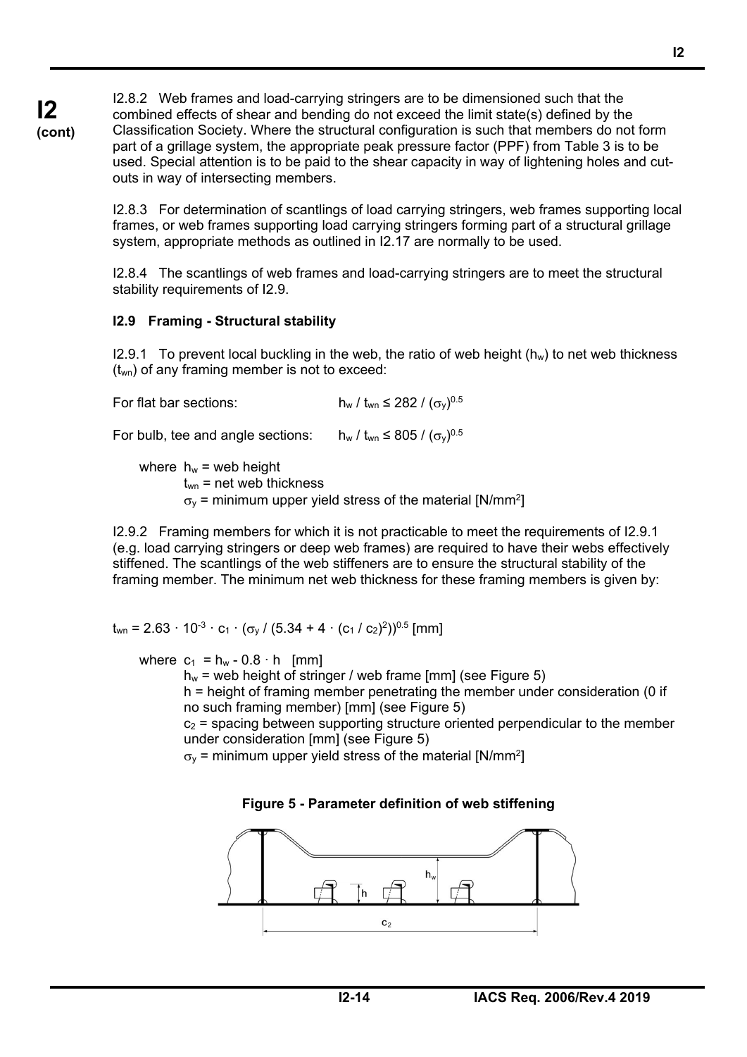I2.8.2 Web frames and load-carrying stringers are to be dimensioned such that the combined effects of shear and bending do not exceed the limit state(s) defined by the Classification Society. Where the structural configuration is such that members do not form part of a grillage system, the appropriate peak pressure factor (PPF) from Table 3 is to be used. Special attention is to be paid to the shear capacity in way of lightening holes and cut-outs in way of intersecting members.

I2.8.3 For determination of scantlings of load carrying stringers, web frames supporting local frames, or web frames supporting load carrying stringers forming part of a structural grillage system, appropriate methods as outlined in I2.17 are normally to be used.

I2.8.4 The scantlings of web frames and load-carrying stringers are to meet the structural stability requirements of I2.9.

### I2.9 Framing - Structural stability

I2.9.1 To prevent local buckling in the web, the ratio of web height ($h_w$) to net web thickness ($t_{wn}$) of any framing member is not to exceed:

For flat bar sections: $h_w / t_{wn} \leq 282 / (\sigma_y)^{0.5}$

For bulb, tee and angle sections: $h_w / t_{wn} \leq 805 / (\sigma_y)^{0.5}$

where $h_w$ = web height
$t_{wn}$ = net web thickness
$\sigma_y$ = minimum upper yield stress of the material [N/mm$^2$]

I2.9.2 Framing members for which it is not practicable to meet the requirements of I2.9.1 (e.g. load carrying stringers or deep web frames) are required to have their webs effectively stiffened. The scantlings of the web stiffeners are to ensure the structural stability of the framing member. The minimum net web thickness for these framing members is given by:

$$t_{wn} = 2.63 \cdot 10^{-3} \cdot c_1 \cdot (\sigma_y / (5.34 + 4 \cdot (c_1 / c_2)^2))^{0.5} \text{ [mm]}$$

where $c_1 = h_w - 0.8 \cdot h$ [mm]
$h_w$ = web height of stringer / web frame [mm] (see Figure 5)
$h$ = height of framing member penetrating the member under consideration (0 if no such framing member) [mm] (see Figure 5)
$c_2$ = spacing between supporting structure oriented perpendicular to the member under consideration [mm] (see Figure 5)
$\sigma_y$ = minimum upper yield stress of the material [N/mm$^2$]

**Figure 5 - Parameter definition of web stiffening**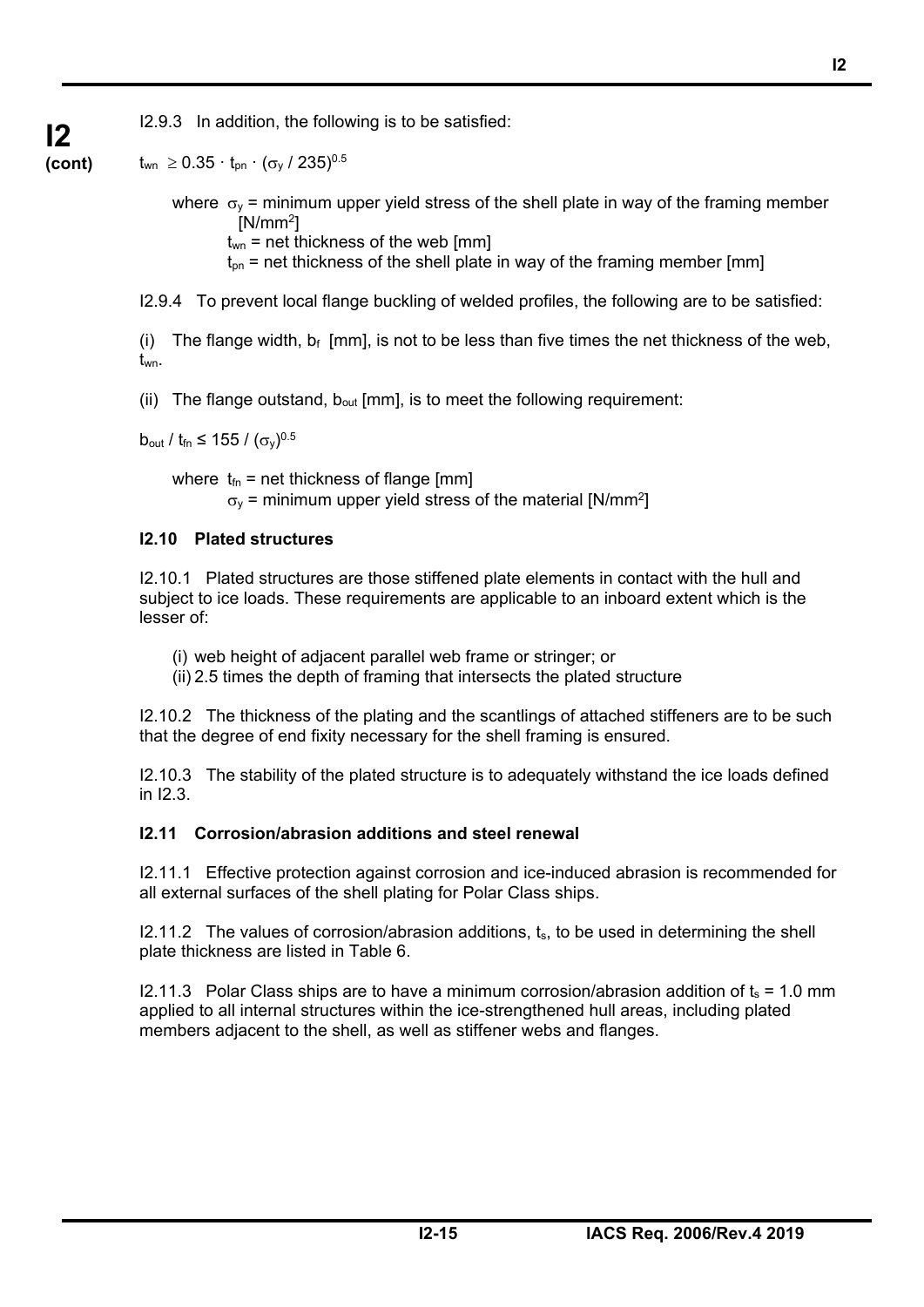I2.9.3 In addition, the following is to be satisfied:

$$t_{wn} \geq 0.35 \cdot t_{pn} \cdot (\sigma_y / 235)^{0.5}$$

where $\sigma_y$ = minimum upper yield stress of the shell plate in way of the framing member [N/mm$^2$]
$t_{wn}$ = net thickness of the web [mm]
$t_{pn}$ = net thickness of the shell plate in way of the framing member [mm]

I2.9.4 To prevent local flange buckling of welded profiles, the following are to be satisfied:

(i) The flange width, $b_f$ [mm], is not to be less than five times the net thickness of the web, $t_{wn}$.

(ii) The flange outstand, $b_{out}$ [mm], is to meet the following requirement:

$$b_{out} / t_{fn} \leq 155 / (\sigma_y)^{0.5}$$

where $t_{fn}$ = net thickness of flange [mm]
$\sigma_y$ = minimum upper yield stress of the material [N/mm$^2$]

### I2.10 Plated structures

I2.10.1 Plated structures are those stiffened plate elements in contact with the hull and subject to ice loads. These requirements are applicable to an inboard extent which is the lesser of:

(i) web height of adjacent parallel web frame or stringer; or
(ii) 2.5 times the depth of framing that intersects the plated structure

I2.10.2 The thickness of the plating and the scantlings of attached stiffeners are to be such that the degree of end fixity necessary for the shell framing is ensured.

I2.10.3 The stability of the plated structure is to adequately withstand the ice loads defined in I2.3.

### I2.11 Corrosion/abrasion additions and steel renewal

I2.11.1 Effective protection against corrosion and ice-induced abrasion is recommended for all external surfaces of the shell plating for Polar Class ships.

I2.11.2 The values of corrosion/abrasion additions, $t_s$, to be used in determining the shell plate thickness are listed in Table 6.

I2.11.3 Polar Class ships are to have a minimum corrosion/abrasion addition of $t_s$ = 1.0 mm applied to all internal structures within the ice-strengthened hull areas, including plated members adjacent to the shell, as well as stiffener webs and flanges.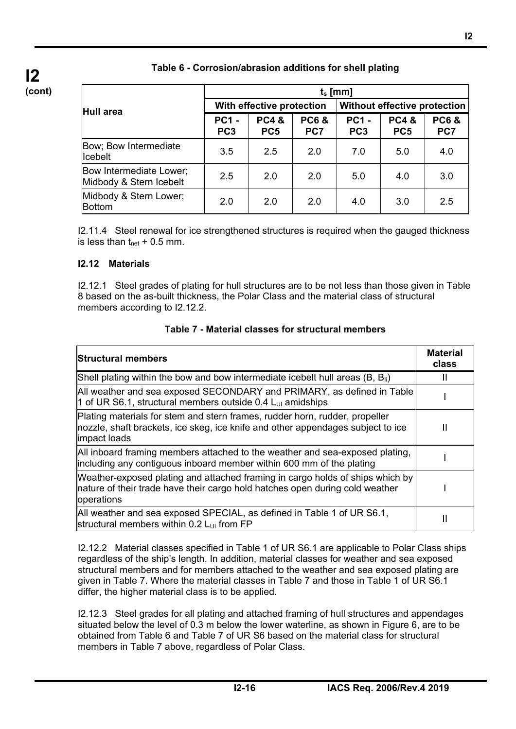**Table 6 - Corrosion/abrasion additions for shell plating**

| Hull area | $t_s$ [mm] | | | | | |
|---|---|---|---|---|---|---|
| | With effective protection | | | Without effective protection | | |
| | PC1 - PC3 | PC4 & PC5 | PC6 & PC7 | PC1 - PC3 | PC4 & PC5 | PC6 & PC7 |
| Bow; Bow Intermediate Icebelt | 3.5 | 2.5 | 2.0 | 7.0 | 5.0 | 4.0 |
| Bow Intermediate Lower; Midbody & Stern Icebelt | 2.5 | 2.0 | 2.0 | 5.0 | 4.0 | 3.0 |
| Midbody & Stern Lower; Bottom | 2.0 | 2.0 | 2.0 | 4.0 | 3.0 | 2.5 |

I2.11.4 Steel renewal for ice strengthened structures is required when the gauged thickness is less than $t_{net}$ + 0.5 mm.

### I2.12 Materials

I2.12.1 Steel grades of plating for hull structures are to be not less than those given in Table 8 based on the as-built thickness, the Polar Class and the material class of structural members according to I2.12.2.

**Table 7 - Material classes for structural members**

| Structural members | Material class |
|---|---|
| Shell plating within the bow and bow intermediate icebelt hull areas (B, $B_{Ii}$) | II |
| All weather and sea exposed SECONDARY and PRIMARY, as defined in Table 1 of UR S6.1, structural members outside 0.4 $L_{UI}$ amidships | I |
| Plating materials for stem and stern frames, rudder horn, rudder, propeller nozzle, shaft brackets, ice skeg, ice knife and other appendages subject to ice impact loads | II |
| All inboard framing members attached to the weather and sea-exposed plating, including any contiguous inboard member within 600 mm of the plating | I |
| Weather-exposed plating and attached framing in cargo holds of ships which by nature of their trade have their cargo hold hatches open during cold weather operations | I |
| All weather and sea exposed SPECIAL, as defined in Table 1 of UR S6.1, structural members within 0.2 $L_{UI}$ from FP | II |

I2.12.2 Material classes specified in Table 1 of UR S6.1 are applicable to Polar Class ships regardless of the ship's length. In addition, material classes for weather and sea exposed structural members and for members attached to the weather and sea exposed plating are given in Table 7. Where the material classes in Table 7 and those in Table 1 of UR S6.1 differ, the higher material class is to be applied.

I2.12.3 Steel grades for all plating and attached framing of hull structures and appendages situated below the level of 0.3 m below the lower waterline, as shown in Figure 6, are to be obtained from Table 6 and Table 7 of UR S6 based on the material class for structural members in Table 7 above, regardless of Polar Class.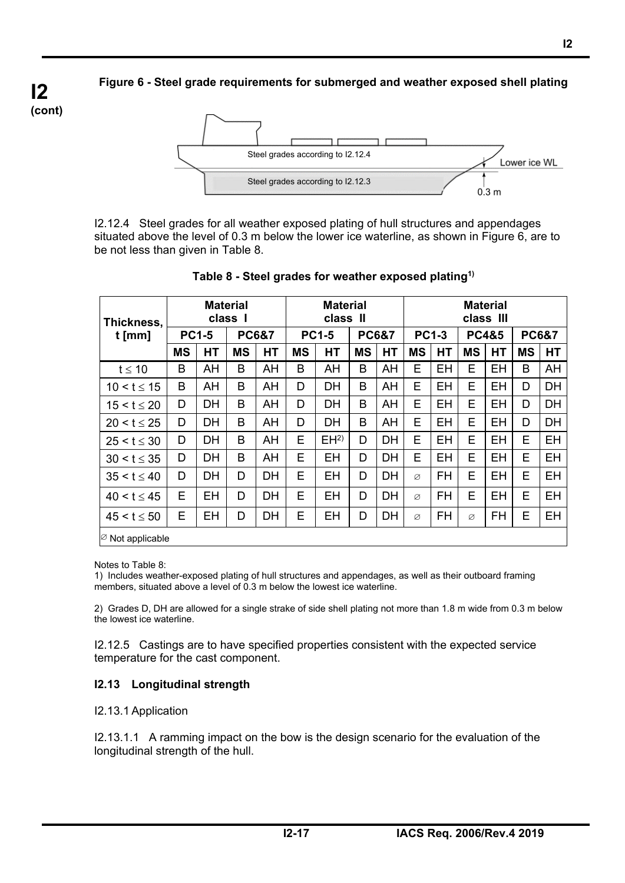**Figure 6 - Steel grade requirements for submerged and weather exposed shell plating**

Steel grades according to I2.12.4

Lower ice WL

Steel grades according to I2.12.3

0.3 m

I2.12.4 Steel grades for all weather exposed plating of hull structures and appendages situated above the level of 0.3 m below the lower ice waterline, as shown in Figure 6, are to be not less than given in Table 8.

**Table 8 - Steel grades for weather exposed plating[1]**

| Thickness, t [mm] | Material class I | | | | Material class II | | | | Material class III | | | | | |
|---|---|---|---|---|---|---|---|---|---|---|---|---|---|---|
| | PC1-5 | | PC6&7 | | PC1-5 | | PC6&7 | | PC1-3 | | PC4&5 | | PC6&7 | |
| | MS | HT | MS | HT | MS | HT | MS | HT | MS | HT | MS | HT | MS | HT |
| $t \leq 10$ | B | AH | B | AH | B | AH | B | AH | E | EH | E | EH | B | AH |
| $10 < t \leq 15$ | B | AH | B | AH | D | DH | B | AH | E | EH | E | EH | D | DH |
| $15 < t \leq 20$ | D | DH | B | AH | D | DH | B | AH | E | EH | E | EH | D | DH |
| $20 < t \leq 25$ | D | DH | B | AH | D | DH | B | AH | E | EH | E | EH | D | DH |
| $25 < t \leq 30$ | D | DH | B | AH | E | EH[2] | D | DH | E | EH | E | EH | E | EH |
| $30 < t \leq 35$ | D | DH | B | AH | E | EH | D | DH | E | EH | E | EH | E | EH |
| $35 < t \leq 40$ | D | DH | D | DH | E | EH | D | DH | ∅ | FH | E | EH | E | EH |
| $40 < t \leq 45$ | E | EH | D | DH | E | EH | D | DH | ∅ | FH | E | EH | E | EH |
| $45 < t \leq 50$ | E | EH | D | DH | E | EH | D | DH | ∅ | FH | ∅ | FH | E | EH |

∅ Not applicable

Notes to Table 8:

1) Includes weather-exposed plating of hull structures and appendages, as well as their outboard framing members, situated above a level of 0.3 m below the lowest ice waterline.

2) Grades D, DH are allowed for a single strake of side shell plating not more than 1.8 m wide from 0.3 m below the lowest ice waterline.

I2.12.5 Castings are to have specified properties consistent with the expected service temperature for the cast component.

### I2.13 Longitudinal strength

I2.13.1 Application

I2.13.1.1 A ramming impact on the bow is the design scenario for the evaluation of the longitudinal strength of the hull.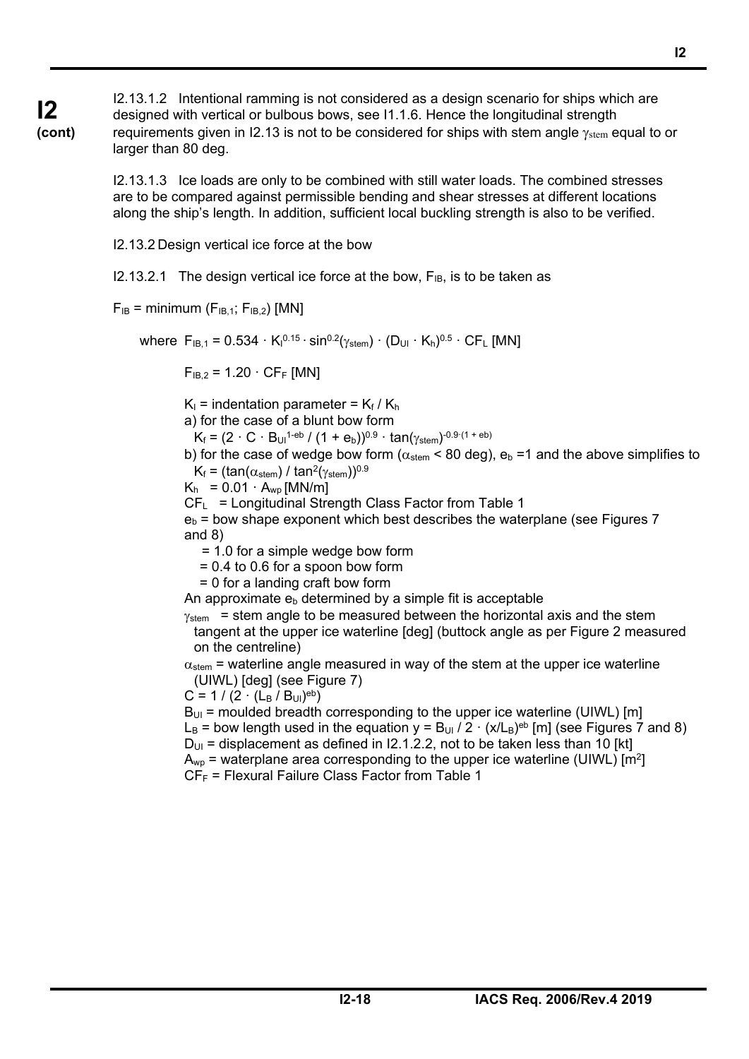I2.13.1.2 Intentional ramming is not considered as a design scenario for ships which are designed with vertical or bulbous bows, see I1.1.6. Hence the longitudinal strength requirements given in I2.13 is not to be considered for ships with stem angle $\gamma_{stem}$ equal to or larger than 80 deg.

I2.13.1.3 Ice loads are only to be combined with still water loads. The combined stresses are to be compared against permissible bending and shear stresses at different locations along the ship's length. In addition, sufficient local buckling strength is also to be verified.

I2.13.2 Design vertical ice force at the bow

I2.13.2.1 The design vertical ice force at the bow, $F_{IB}$, is to be taken as

$F_{IB}$ = minimum ($F_{IB,1}$; $F_{IB,2}$) [MN]

where $F_{IB,1} = 0.534 \cdot K_I^{0.15} \cdot \sin^{0.2}(\gamma_{stem}) \cdot (D_{UI} \cdot K_h)^{0.5} \cdot CF_L$ [MN]

$F_{IB,2} = 1.20 \cdot CF_F$ [MN]

$K_I$ = indentation parameter = $K_f / K_h$

a) for the case of a blunt bow form

$K_f = (2 \cdot C \cdot B_{UI}^{1-eb} / (1 + e_b))^{0.9} \cdot \tan(\gamma_{stem})^{-0.9 \cdot (1 + eb)}$

b) for the case of wedge bow form ($\alpha_{stem}$ < 80 deg), $e_b$ =1 and the above simplifies to

$K_f = (\tan(\alpha_{stem}) / \tan^2(\gamma_{stem}))^{0.9}$

$K_h = 0.01 \cdot A_{wp}$ [MN/m]

$CF_L$ = Longitudinal Strength Class Factor from Table 1

$e_b$ = bow shape exponent which best describes the waterplane (see Figures 7 and 8)

= 1.0 for a simple wedge bow form

= 0.4 to 0.6 for a spoon bow form

= 0 for a landing craft bow form

An approximate $e_b$ determined by a simple fit is acceptable

$\gamma_{stem}$ = stem angle to be measured between the horizontal axis and the stem tangent at the upper ice waterline [deg] (buttock angle as per Figure 2 measured on the centreline)

$\alpha_{stem}$ = waterline angle measured in way of the stem at the upper ice waterline (UIWL) [deg] (see Figure 7)

$C = 1 / (2 \cdot (L_B / B_{UI})^{eb})$

$B_{UI}$ = moulded breadth corresponding to the upper ice waterline (UIWL) [m]

$L_B$ = bow length used in the equation $y = B_{UI} / 2 \cdot (x/L_B)^{eb}$ [m] (see Figures 7 and 8)

$D_{UI}$ = displacement as defined in I2.1.2.2, not to be taken less than 10 [kt]

$A_{wp}$ = waterplane area corresponding to the upper ice waterline (UIWL) [m$^2$]

$CF_F$ = Flexural Failure Class Factor from Table 1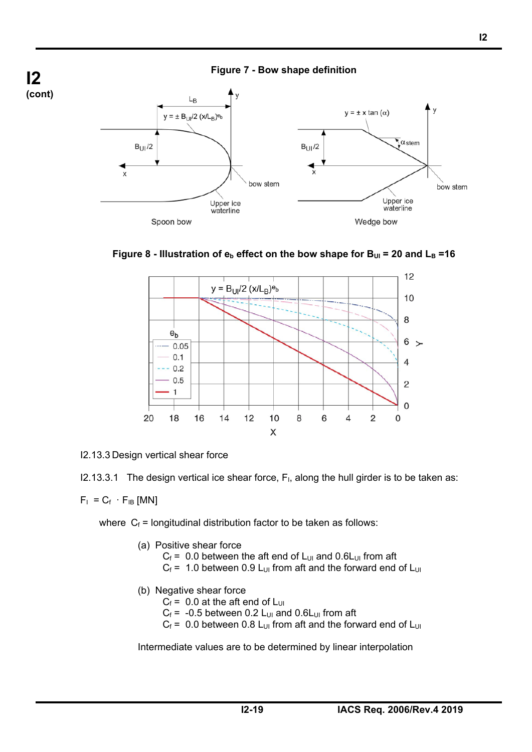**Figure 7 - Bow shape definition**

**Figure 8 - Illustration of $e_b$ effect on the bow shape for $B_{UI}$ = 20 and $L_B$ =16**

I2.13.3 Design vertical shear force

I2.13.3.1 The design vertical ice shear force, $F_I$, along the hull girder is to be taken as:

$F_I = C_f \cdot F_{IB}$ [MN]

where $C_f$ = longitudinal distribution factor to be taken as follows:

(a) Positive shear force
- $C_f$ = 0.0 between the aft end of $L_{UI}$ and $0.6L_{UI}$ from aft
- $C_f$ = 1.0 between 0.9 $L_{UI}$ from aft and the forward end of $L_{UI}$

(b) Negative shear force
- $C_f$ = 0.0 at the aft end of $L_{UI}$
- $C_f$ = -0.5 between 0.2 $L_{UI}$ and $0.6L_{UI}$ from aft
- $C_f$ = 0.0 between 0.8 $L_{UI}$ from aft and the forward end of $L_{UI}$

Intermediate values are to be determined by linear interpolation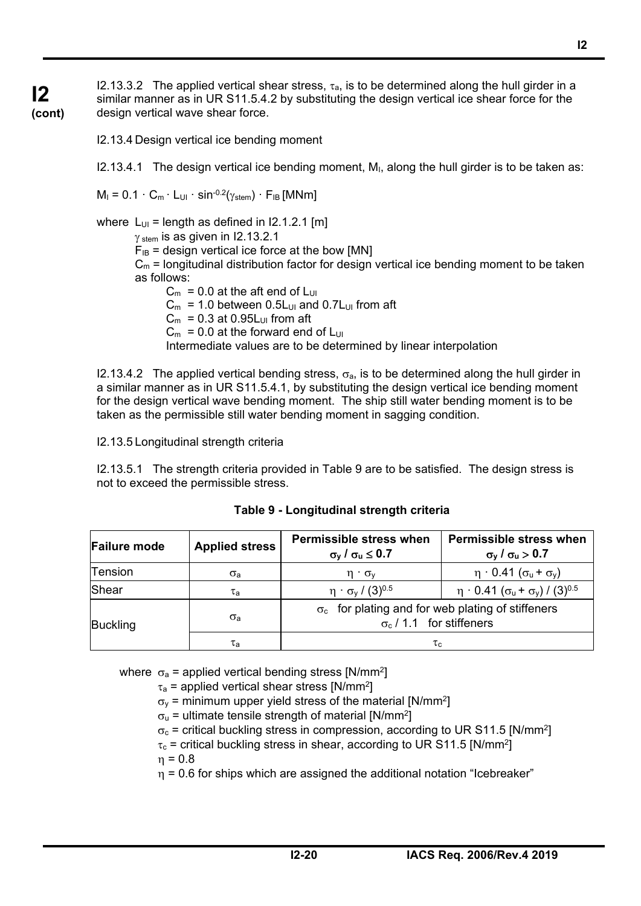**I2 (cont)**

I2.13.3.2 The applied vertical shear stress, $\tau_a$, is to be determined along the hull girder in a similar manner as in UR S11.5.4.2 by substituting the design vertical ice shear force for the design vertical wave shear force.

I2.13.4 Design vertical ice bending moment

I2.13.4.1 The design vertical ice bending moment, $M_I$, along the hull girder is to be taken as:

$$M_I = 0.1 \cdot C_m \cdot L_{UI} \cdot \sin^{-0.2}(\gamma_{stem}) \cdot F_{IB} \text{ [MNm]}$$

where $L_{UI}$ = length as defined in I2.1.2.1 [m]

$\gamma_{stem}$ is as given in I2.13.2.1

$F_{IB}$ = design vertical ice force at the bow [MN]

$C_m$ = longitudinal distribution factor for design vertical ice bending moment to be taken as follows:

- $C_m$ = 0.0 at the aft end of $L_{UI}$
- $C_m$ = 1.0 between $0.5L_{UI}$ and $0.7L_{UI}$ from aft
- $C_m$ = 0.3 at $0.95L_{UI}$ from aft
- $C_m$ = 0.0 at the forward end of $L_{UI}$

Intermediate values are to be determined by linear interpolation

I2.13.4.2 The applied vertical bending stress, $\sigma_a$, is to be determined along the hull girder in a similar manner as in UR S11.5.4.1, by substituting the design vertical ice bending moment for the design vertical wave bending moment. The ship still water bending moment is to be taken as the permissible still water bending moment in sagging condition.

I2.13.5 Longitudinal strength criteria

I2.13.5.1 The strength criteria provided in Table 9 are to be satisfied. The design stress is not to exceed the permissible stress.

**Table 9 - Longitudinal strength criteria**

| Failure mode | Applied stress | Permissible stress when $\sigma_y / \sigma_u \leq 0.7$ | Permissible stress when $\sigma_y / \sigma_u > 0.7$ |
|---|---|---|---|
| Tension | $\sigma_a$ | $\eta \cdot \sigma_y$ | $\eta \cdot 0.41\,(\sigma_u + \sigma_y)$ |
| Shear | $\tau_a$ | $\eta \cdot \sigma_y / (3)^{0.5}$ | $\eta \cdot 0.41\,(\sigma_u + \sigma_y) / (3)^{0.5}$ |
| Buckling | $\sigma_a$ | $\sigma_c$ for plating and for web plating of stiffeners; $\sigma_c / 1.1$ for stiffeners | |
| | $\tau_a$ | $\tau_c$ | |

where $\sigma_a$ = applied vertical bending stress [N/mm²]

$\tau_a$ = applied vertical shear stress [N/mm²]

$\sigma_y$ = minimum upper yield stress of the material [N/mm²]

$\sigma_u$ = ultimate tensile strength of material [N/mm²]

$\sigma_c$ = critical buckling stress in compression, according to UR S11.5 [N/mm²]

$\tau_c$ = critical buckling stress in shear, according to UR S11.5 [N/mm²]

$\eta$ = 0.8

$\eta$ = 0.6 for ships which are assigned the additional notation "Icebreaker"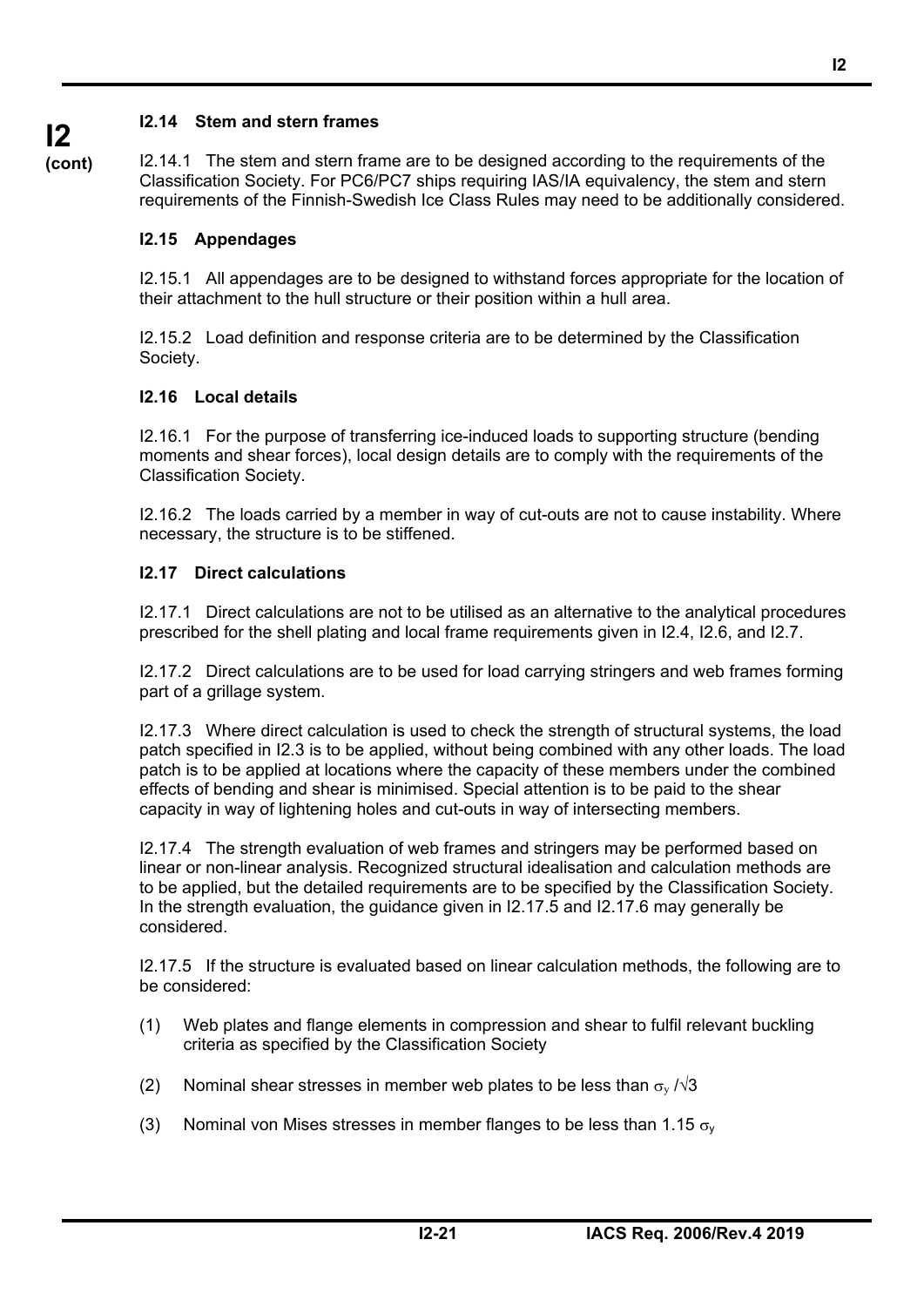### I2.14 Stem and stern frames

I2.14.1 The stem and stern frame are to be designed according to the requirements of the Classification Society. For PC6/PC7 ships requiring IAS/IA equivalency, the stem and stern requirements of the Finnish-Swedish Ice Class Rules may need to be additionally considered.

### I2.15 Appendages

I2.15.1 All appendages are to be designed to withstand forces appropriate for the location of their attachment to the hull structure or their position within a hull area.

I2.15.2 Load definition and response criteria are to be determined by the Classification Society.

### I2.16 Local details

I2.16.1 For the purpose of transferring ice-induced loads to supporting structure (bending moments and shear forces), local design details are to comply with the requirements of the Classification Society.

I2.16.2 The loads carried by a member in way of cut-outs are not to cause instability. Where necessary, the structure is to be stiffened.

### I2.17 Direct calculations

I2.17.1 Direct calculations are not to be utilised as an alternative to the analytical procedures prescribed for the shell plating and local frame requirements given in I2.4, I2.6, and I2.7.

I2.17.2 Direct calculations are to be used for load carrying stringers and web frames forming part of a grillage system.

I2.17.3 Where direct calculation is used to check the strength of structural systems, the load patch specified in I2.3 is to be applied, without being combined with any other loads. The load patch is to be applied at locations where the capacity of these members under the combined effects of bending and shear is minimised. Special attention is to be paid to the shear capacity in way of lightening holes and cut-outs in way of intersecting members.

I2.17.4 The strength evaluation of web frames and stringers may be performed based on linear or non-linear analysis. Recognized structural idealisation and calculation methods are to be applied, but the detailed requirements are to be specified by the Classification Society. In the strength evaluation, the guidance given in I2.17.5 and I2.17.6 may generally be considered.

I2.17.5 If the structure is evaluated based on linear calculation methods, the following are to be considered:

(1) Web plates and flange elements in compression and shear to fulfil relevant buckling criteria as specified by the Classification Society

(2) Nominal shear stresses in member web plates to be less than $\sigma_y / \sqrt{3}$

(3) Nominal von Mises stresses in member flanges to be less than $1.15\ \sigma_y$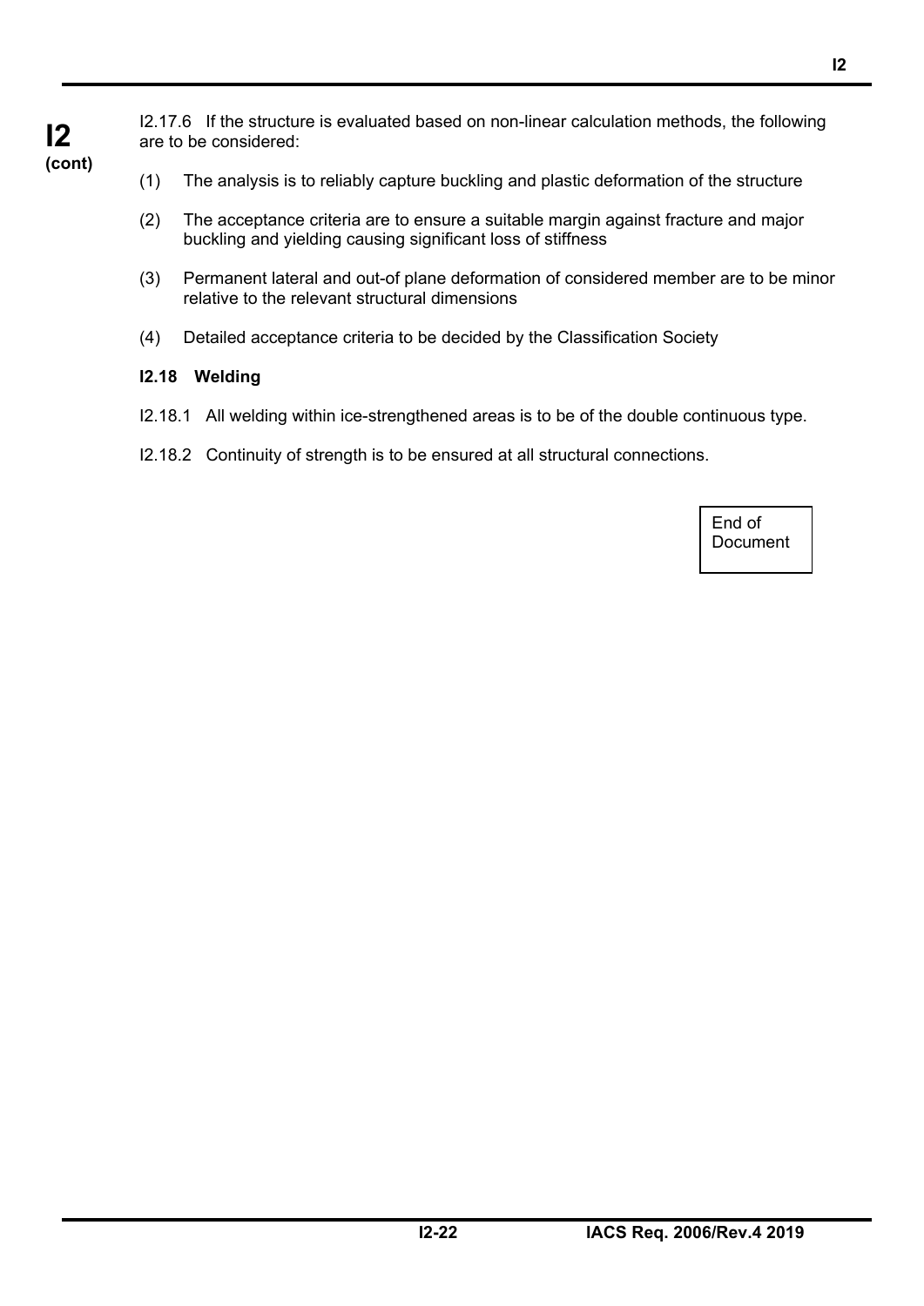I2.17.6 If the structure is evaluated based on non-linear calculation methods, the following are to be considered:

(1) The analysis is to reliably capture buckling and plastic deformation of the structure

(2) The acceptance criteria are to ensure a suitable margin against fracture and major buckling and yielding causing significant loss of stiffness

(3) Permanent lateral and out-of plane deformation of considered member are to be minor relative to the relevant structural dimensions

(4) Detailed acceptance criteria to be decided by the Classification Society

### I2.18 Welding

I2.18.1 All welding within ice-strengthened areas is to be of the double continuous type.

I2.18.2 Continuity of strength is to be ensured at all structural connections.

End of Document